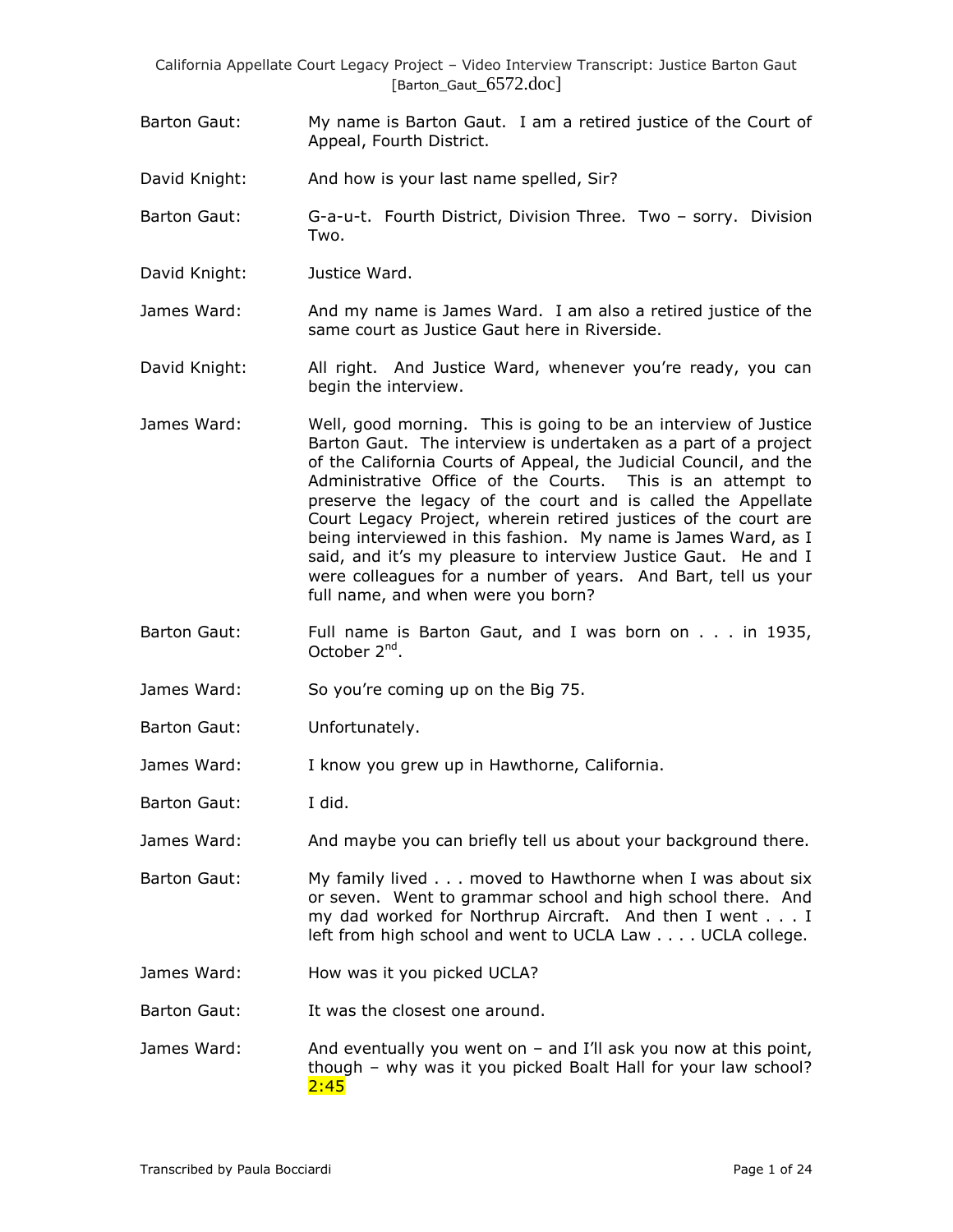Barton Gaut: My name is Barton Gaut. I am a retired justice of the Court of Appeal, Fourth District.

David Knight: And how is your last name spelled, Sir?

Barton Gaut: G-a-u-t. Fourth District, Division Three. Two – sorry. Division Two.

David Knight: Justice Ward.

James Ward: And my name is James Ward. I am also a retired justice of the same court as Justice Gaut here in Riverside.

David Knight: All right. And Justice Ward, whenever you're ready, you can begin the interview.

James Ward: Well, good morning. This is going to be an interview of Justice Barton Gaut. The interview is undertaken as a part of a project of the California Courts of Appeal, the Judicial Council, and the Administrative Office of the Courts. This is an attempt to preserve the legacy of the court and is called the Appellate Court Legacy Project, wherein retired justices of the court are being interviewed in this fashion. My name is James Ward, as I said, and it's my pleasure to interview Justice Gaut. He and I were colleagues for a number of years. And Bart, tell us your full name, and when were you born?

Barton Gaut: Full name is Barton Gaut, and I was born on . . . in 1935, October 2nd.

James Ward: So you're coming up on the Big 75.

Barton Gaut: Unfortunately.

James Ward: I know you grew up in Hawthorne, California.

Barton Gaut: I did.

James Ward: And maybe you can briefly tell us about your background there.

Barton Gaut: My family lived . . . moved to Hawthorne when I was about six or seven. Went to grammar school and high school there. And my dad worked for Northrup Aircraft. And then I went . . . I left from high school and went to UCLA Law . . . . UCLA college.

James Ward: How was it you picked UCLA?

Barton Gaut: It was the closest one around.

James Ward: And eventually you went on – and I'll ask you now at this point, though – why was it you picked Boalt Hall for your law school? 2:45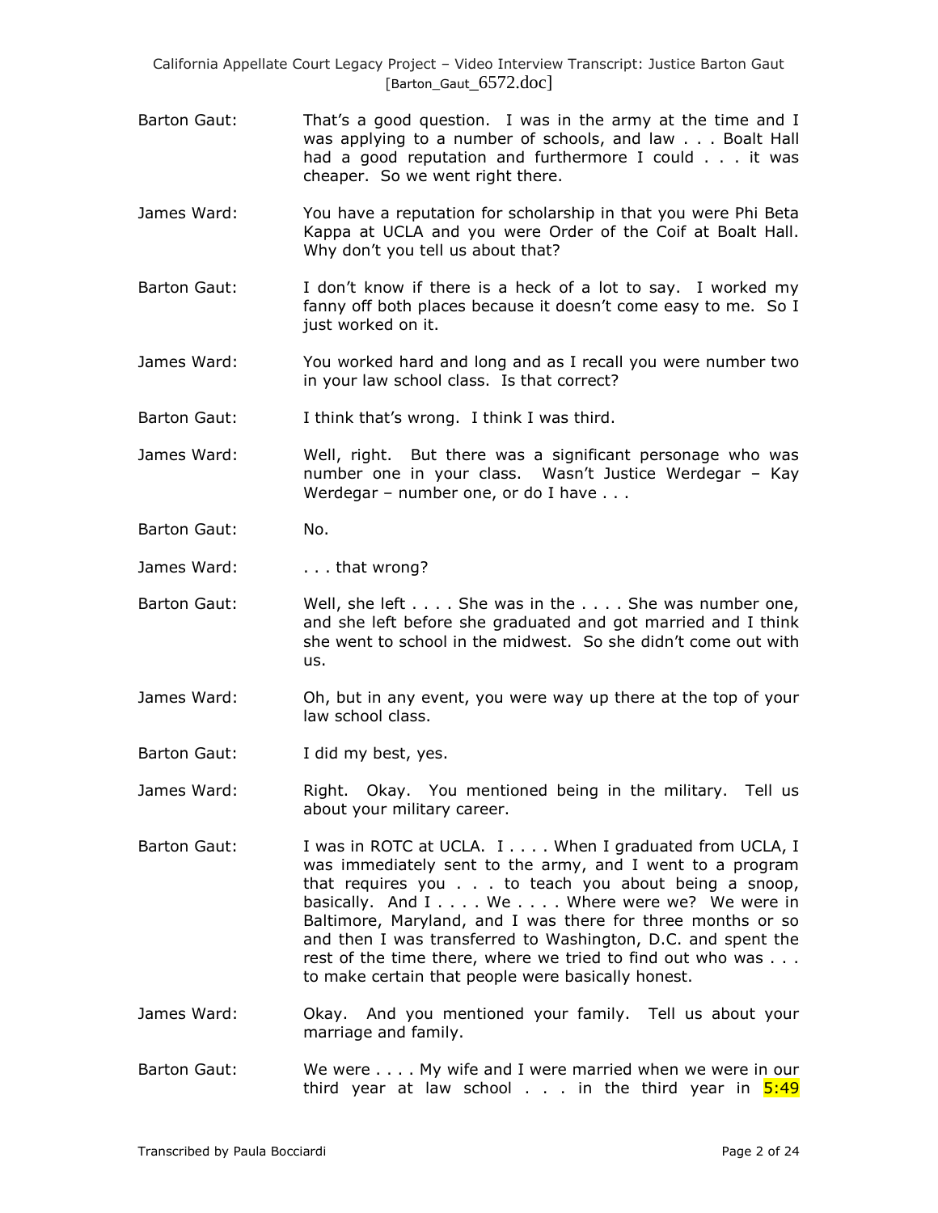Barton Gaut: That's a good question. I was in the army at the time and I was applying to a number of schools, and law . . . Boalt Hall had a good reputation and furthermore I could . . . it was cheaper. So we went right there.

James Ward: You have a reputation for scholarship in that you were Phi Beta Kappa at UCLA and you were Order of the Coif at Boalt Hall. Why don't you tell us about that?

Barton Gaut: I don't know if there is a heck of a lot to say. I worked my fanny off both places because it doesn't come easy to me. So I just worked on it.

James Ward: You worked hard and long and as I recall you were number two in your law school class. Is that correct?

Barton Gaut: I think that's wrong. I think I was third.

James Ward: Well, right. But there was a significant personage who was number one in your class. Wasn't Justice Werdegar – Kay Werdegar – number one, or do I have . . .

Barton Gaut: No.

James Ward: . . . that wrong?

Barton Gaut: Well, she left . . . . She was in the . . . . She was number one, and she left before she graduated and got married and I think she went to school in the midwest. So she didn't come out with us.

James Ward: Oh, but in any event, you were way up there at the top of your law school class.

Barton Gaut: I did my best, yes.

James Ward: Right. Okay. You mentioned being in the military. Tell us about your military career.

Barton Gaut: I was in ROTC at UCLA. I . . . . When I graduated from UCLA, I was immediately sent to the army, and I went to a program that requires you . . . to teach you about being a snoop, basically. And I . . . . We . . . . Where were we? We were in Baltimore, Maryland, and I was there for three months or so and then I was transferred to Washington, D.C. and spent the rest of the time there, where we tried to find out who was . . . to make certain that people were basically honest.

James Ward: Okay. And you mentioned your family. Tell us about your marriage and family.

Barton Gaut: We were . . . . My wife and I were married when we were in our third year at law school . . . in the third year in 5:49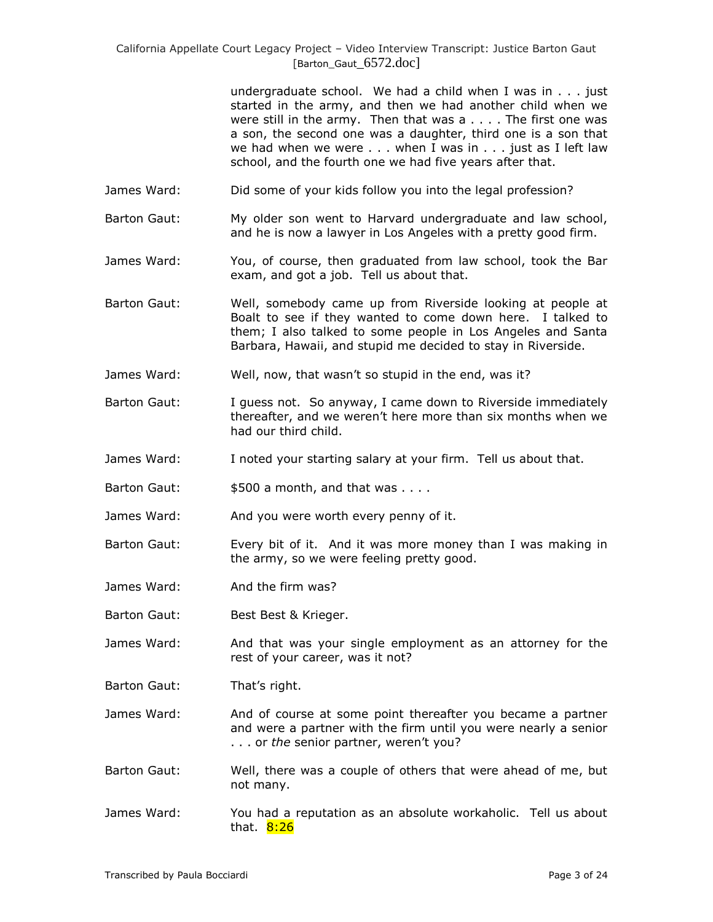undergraduate school. We had a child when I was in . . . just started in the army, and then we had another child when we were still in the army. Then that was a . . . . The first one was a son, the second one was a daughter, third one is a son that we had when we were . . . when I was in . . . just as I left law school, and the fourth one we had five years after that.

James Ward: Did some of your kids follow you into the legal profession?

Barton Gaut: My older son went to Harvard undergraduate and law school, and he is now a lawyer in Los Angeles with a pretty good firm.

James Ward: You, of course, then graduated from law school, took the Bar exam, and got a job. Tell us about that.

Barton Gaut: Well, somebody came up from Riverside looking at people at Boalt to see if they wanted to come down here. I talked to them; I also talked to some people in Los Angeles and Santa Barbara, Hawaii, and stupid me decided to stay in Riverside.

James Ward: Well, now, that wasn't so stupid in the end, was it?

Barton Gaut: I guess not. So anyway, I came down to Riverside immediately thereafter, and we weren't here more than six months when we had our third child.

James Ward: I noted your starting salary at your firm. Tell us about that.

Barton Gaut: $500 a month, and that was . . . .

James Ward: And you were worth every penny of it.

Barton Gaut: Every bit of it. And it was more money than I was making in the army, so we were feeling pretty good.

James Ward: And the firm was?

Barton Gaut: Best Best & Krieger.

James Ward: And that was your single employment as an attorney for the rest of your career, was it not?

Barton Gaut: That's right.

James Ward: And of course at some point thereafter you became a partner and were a partner with the firm until you were nearly a senior . . . or *the* senior partner, weren't you?

Barton Gaut: Well, there was a couple of others that were ahead of me, but not many.

James Ward: You had a reputation as an absolute workaholic. Tell us about that. 8:26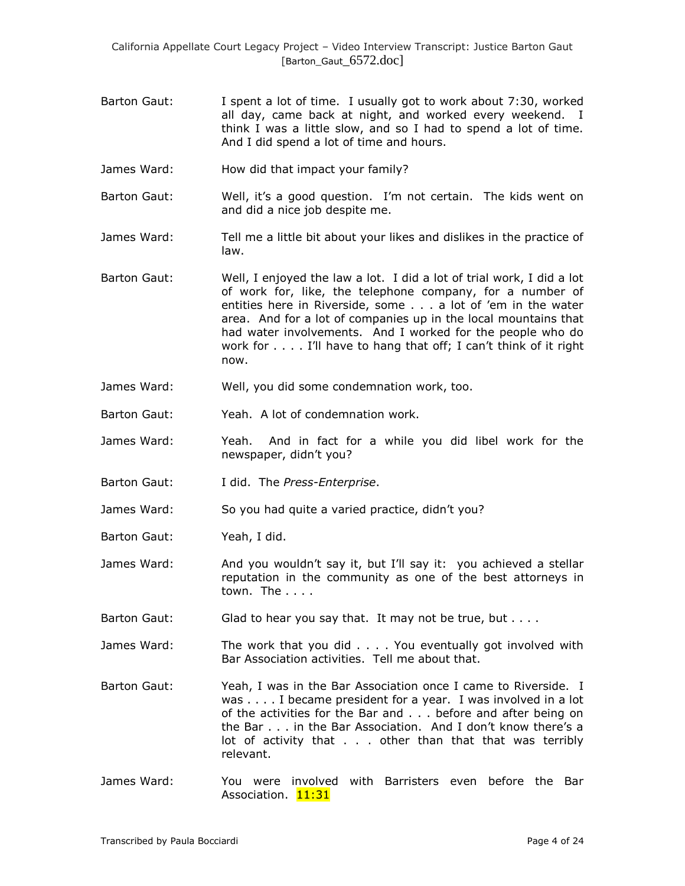Barton Gaut: I spent a lot of time. I usually got to work about 7:30, worked all day, came back at night, and worked every weekend. I think I was a little slow, and so I had to spend a lot of time. And I did spend a lot of time and hours.

James Ward: How did that impact your family?

Barton Gaut: Well, it's a good question. I'm not certain. The kids went on and did a nice job despite me.

James Ward: Tell me a little bit about your likes and dislikes in the practice of law.

Barton Gaut: Well, I enjoyed the law a lot. I did a lot of trial work, I did a lot of work for, like, the telephone company, for a number of entities here in Riverside, some . . . a lot of 'em in the water area. And for a lot of companies up in the local mountains that had water involvements. And I worked for the people who do work for . . . . I'll have to hang that off; I can't think of it right now.

James Ward: Well, you did some condemnation work, too.

Barton Gaut: Yeah. A lot of condemnation work.

James Ward: Yeah. And in fact for a while you did libel work for the newspaper, didn't you?

Barton Gaut: I did. The *Press-Enterprise*.

James Ward: So you had quite a varied practice, didn't you?

Barton Gaut: Yeah, I did.

James Ward: And you wouldn't say it, but I'll say it: you achieved a stellar reputation in the community as one of the best attorneys in town. The . . . .

Barton Gaut: Glad to hear you say that. It may not be true, but . . . .

James Ward: The work that you did . . . . You eventually got involved with Bar Association activities. Tell me about that.

Barton Gaut: Yeah, I was in the Bar Association once I came to Riverside. I was . . . . I became president for a year. I was involved in a lot of the activities for the Bar and . . . before and after being on the Bar . . . in the Bar Association. And I don't know there's a lot of activity that . . . other than that that was terribly relevant.

James Ward: You were involved with Barristers even before the Bar Association. 11:31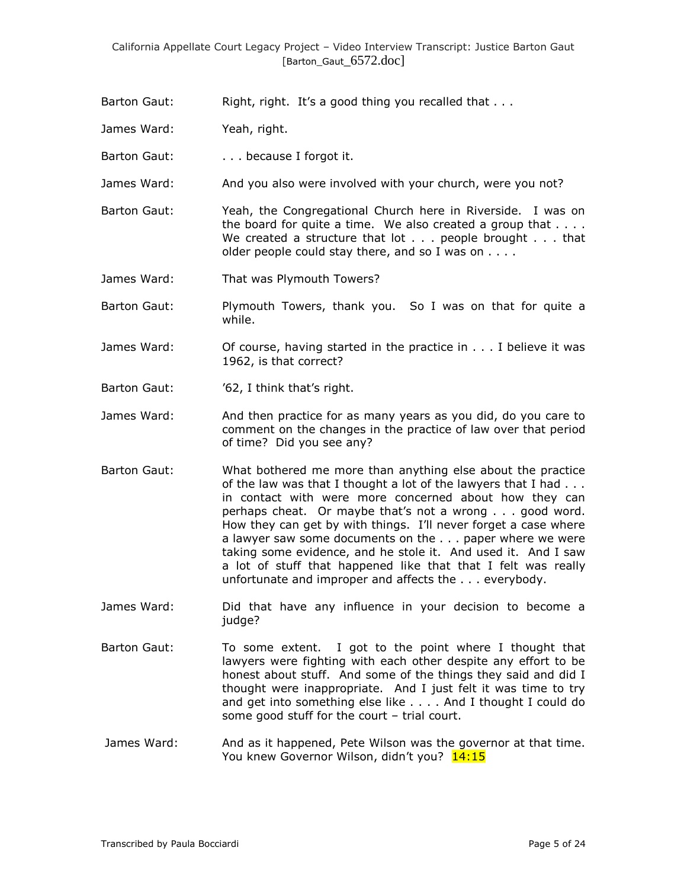Barton Gaut: Right, right. It's a good thing you recalled that . . .

James Ward: Yeah, right.

Barton Gaut: . . . because I forgot it.

James Ward: And you also were involved with your church, were you not?

Barton Gaut: Yeah, the Congregational Church here in Riverside. I was on the board for quite a time. We also created a group that . . . . We created a structure that lot . . . people brought . . . that older people could stay there, and so I was on . . . .

James Ward: That was Plymouth Towers?

Barton Gaut: Plymouth Towers, thank you. So I was on that for quite a while.

James Ward: Of course, having started in the practice in . . . I believe it was 1962, is that correct?

Barton Gaut: '62, I think that's right.

James Ward: And then practice for as many years as you did, do you care to comment on the changes in the practice of law over that period of time? Did you see any?

Barton Gaut: What bothered me more than anything else about the practice of the law was that I thought a lot of the lawyers that I had . . . in contact with were more concerned about how they can perhaps cheat. Or maybe that's not a wrong . . . good word. How they can get by with things. I'll never forget a case where a lawyer saw some documents on the . . . paper where we were taking some evidence, and he stole it. And used it. And I saw a lot of stuff that happened like that that I felt was really unfortunate and improper and affects the . . . everybody.

James Ward: Did that have any influence in your decision to become a judge?

Barton Gaut: To some extent. I got to the point where I thought that lawyers were fighting with each other despite any effort to be honest about stuff. And some of the things they said and did I thought were inappropriate. And I just felt it was time to try and get into something else like . . . . And I thought I could do some good stuff for the court – trial court.

James Ward: And as it happened, Pete Wilson was the governor at that time. You knew Governor Wilson, didn't you? 14:15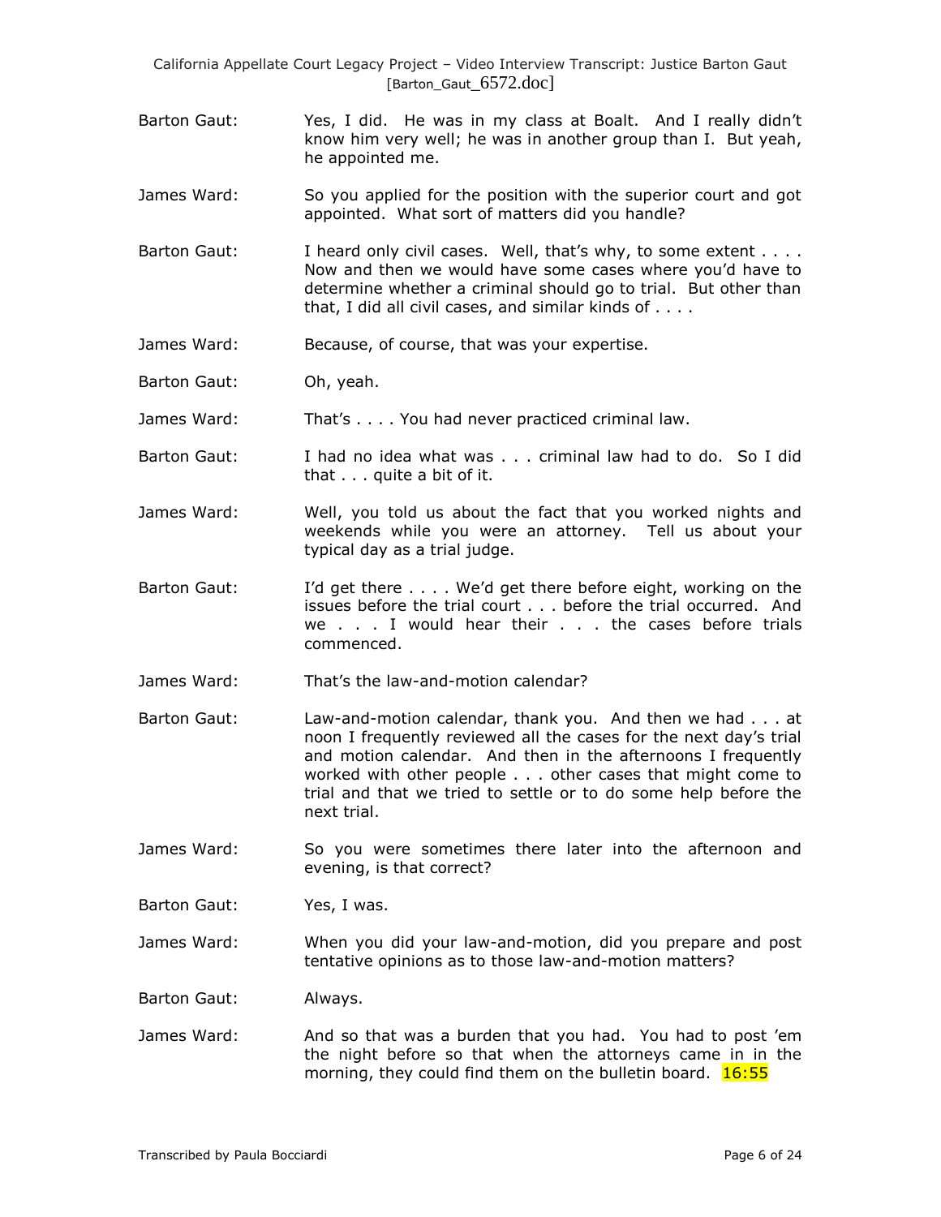Barton Gaut: Yes, I did. He was in my class at Boalt. And I really didn't know him very well; he was in another group than I. But yeah, he appointed me.

James Ward: So you applied for the position with the superior court and got appointed. What sort of matters did you handle?

Barton Gaut: I heard only civil cases. Well, that's why, to some extent . . . . Now and then we would have some cases where you'd have to determine whether a criminal should go to trial. But other than that, I did all civil cases, and similar kinds of . . . .

James Ward: Because, of course, that was your expertise.

Barton Gaut: Oh, yeah.

James Ward: That's . . . . You had never practiced criminal law.

Barton Gaut: I had no idea what was . . . criminal law had to do. So I did that . . . quite a bit of it.

James Ward: Well, you told us about the fact that you worked nights and weekends while you were an attorney. Tell us about your typical day as a trial judge.

Barton Gaut: I'd get there . . . . We'd get there before eight, working on the issues before the trial court . . . before the trial occurred. And we . . . I would hear their . . . the cases before trials commenced.

James Ward: That's the law-and-motion calendar?

Barton Gaut: Law-and-motion calendar, thank you. And then we had . . . at noon I frequently reviewed all the cases for the next day's trial and motion calendar. And then in the afternoons I frequently worked with other people . . . other cases that might come to trial and that we tried to settle or to do some help before the next trial.

James Ward: So you were sometimes there later into the afternoon and evening, is that correct?

Barton Gaut: Yes, I was.

James Ward: When you did your law-and-motion, did you prepare and post tentative opinions as to those law-and-motion matters?

Barton Gaut: Always.

James Ward: And so that was a burden that you had. You had to post 'em the night before so that when the attorneys came in in the morning, they could find them on the bulletin board. 16:55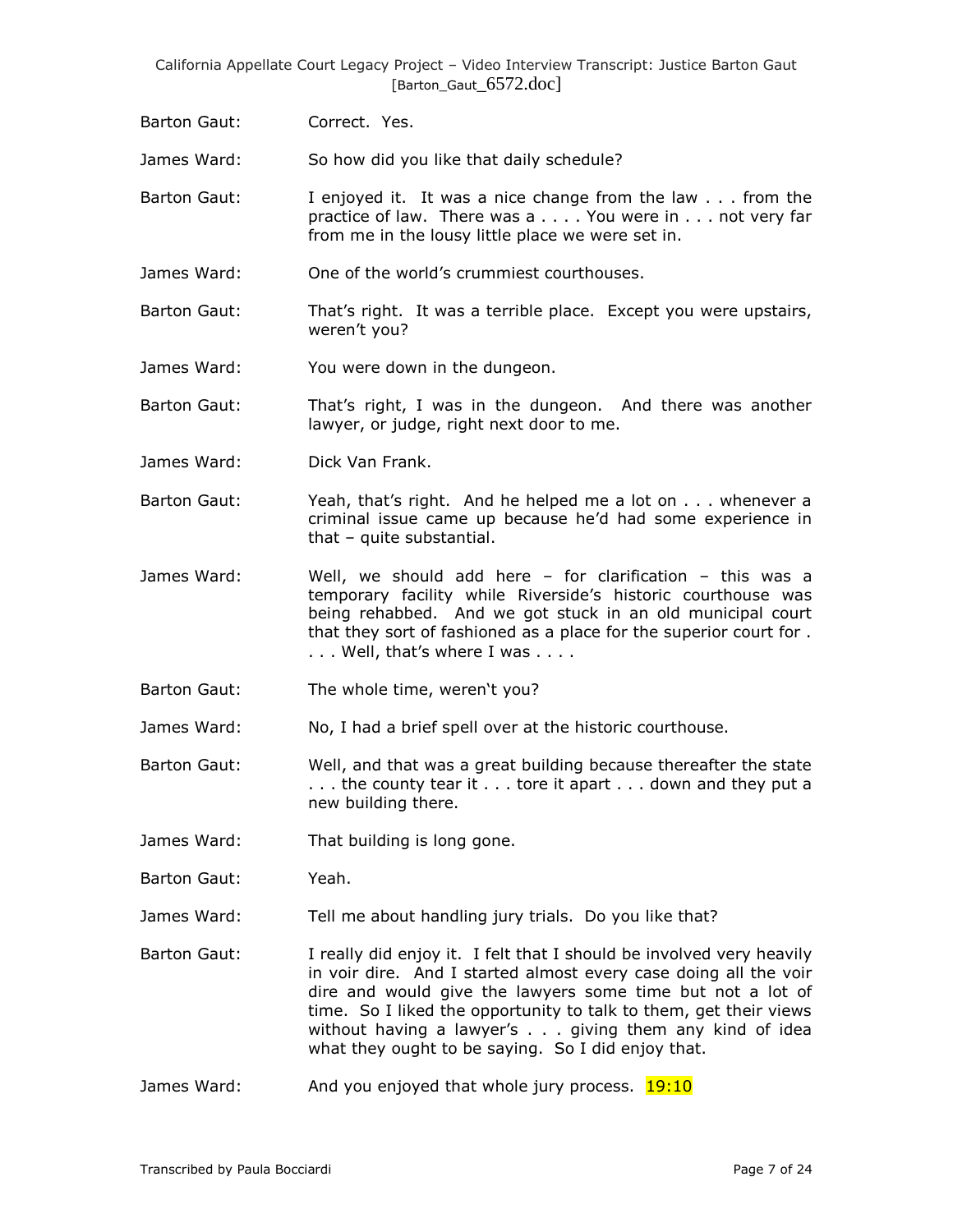Barton Gaut: Correct. Yes.

James Ward: So how did you like that daily schedule?

Barton Gaut: I enjoyed it. It was a nice change from the law . . . from the practice of law. There was a . . . . You were in . . . not very far from me in the lousy little place we were set in.

James Ward: One of the world's crummiest courthouses.

Barton Gaut: That's right. It was a terrible place. Except you were upstairs, weren't you?

James Ward: You were down in the dungeon.

Barton Gaut: That's right, I was in the dungeon. And there was another lawyer, or judge, right next door to me.

James Ward: Dick Van Frank.

Barton Gaut: Yeah, that's right. And he helped me a lot on . . . whenever a criminal issue came up because he'd had some experience in that – quite substantial.

James Ward: Well, we should add here – for clarification – this was a temporary facility while Riverside's historic courthouse was being rehabbed. And we got stuck in an old municipal court that they sort of fashioned as a place for the superior court for . . . . Well, that's where I was . . . .

Barton Gaut: The whole time, weren't you?

James Ward: No, I had a brief spell over at the historic courthouse.

Barton Gaut: Well, and that was a great building because thereafter the state . . . the county tear it . . . tore it apart . . . down and they put a new building there.

James Ward: That building is long gone.

Barton Gaut: Yeah.

James Ward: Tell me about handling jury trials. Do you like that?

Barton Gaut: I really did enjoy it. I felt that I should be involved very heavily in voir dire. And I started almost every case doing all the voir dire and would give the lawyers some time but not a lot of time. So I liked the opportunity to talk to them, get their views without having a lawyer's . . . giving them any kind of idea what they ought to be saying. So I did enjoy that.

James Ward: And you enjoyed that whole jury process. 19:10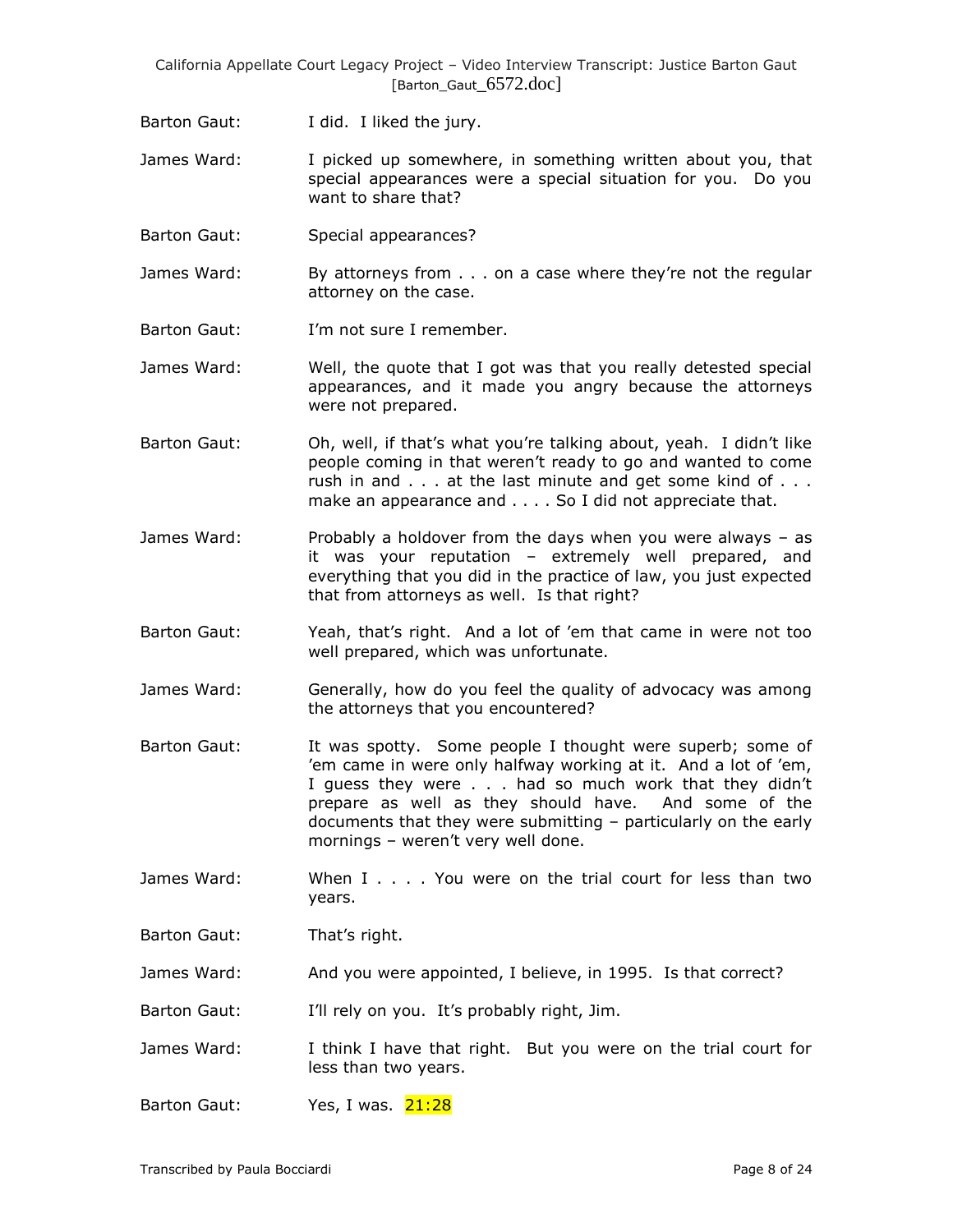Barton Gaut: I did. I liked the jury.

James Ward: I picked up somewhere, in something written about you, that special appearances were a special situation for you. Do you want to share that?

Barton Gaut: Special appearances?

James Ward: By attorneys from . . . on a case where they're not the regular attorney on the case.

Barton Gaut: I'm not sure I remember.

James Ward: Well, the quote that I got was that you really detested special appearances, and it made you angry because the attorneys were not prepared.

Barton Gaut: Oh, well, if that's what you're talking about, yeah. I didn't like people coming in that weren't ready to go and wanted to come rush in and . . . at the last minute and get some kind of . . . make an appearance and . . . . So I did not appreciate that.

James Ward: Probably a holdover from the days when you were always – as it was your reputation – extremely well prepared, and everything that you did in the practice of law, you just expected that from attorneys as well. Is that right?

Barton Gaut: Yeah, that's right. And a lot of 'em that came in were not too well prepared, which was unfortunate.

James Ward: Generally, how do you feel the quality of advocacy was among the attorneys that you encountered?

Barton Gaut: It was spotty. Some people I thought were superb; some of 'em came in were only halfway working at it. And a lot of 'em, I guess they were . . . had so much work that they didn't prepare as well as they should have. And some of the documents that they were submitting – particularly on the early mornings – weren't very well done.

James Ward: When I . . . . You were on the trial court for less than two years.

Barton Gaut: That's right.

James Ward: And you were appointed, I believe, in 1995. Is that correct?

Barton Gaut: I'll rely on you. It's probably right, Jim.

James Ward: I think I have that right. But you were on the trial court for less than two years.

Barton Gaut: Yes, I was. 21:28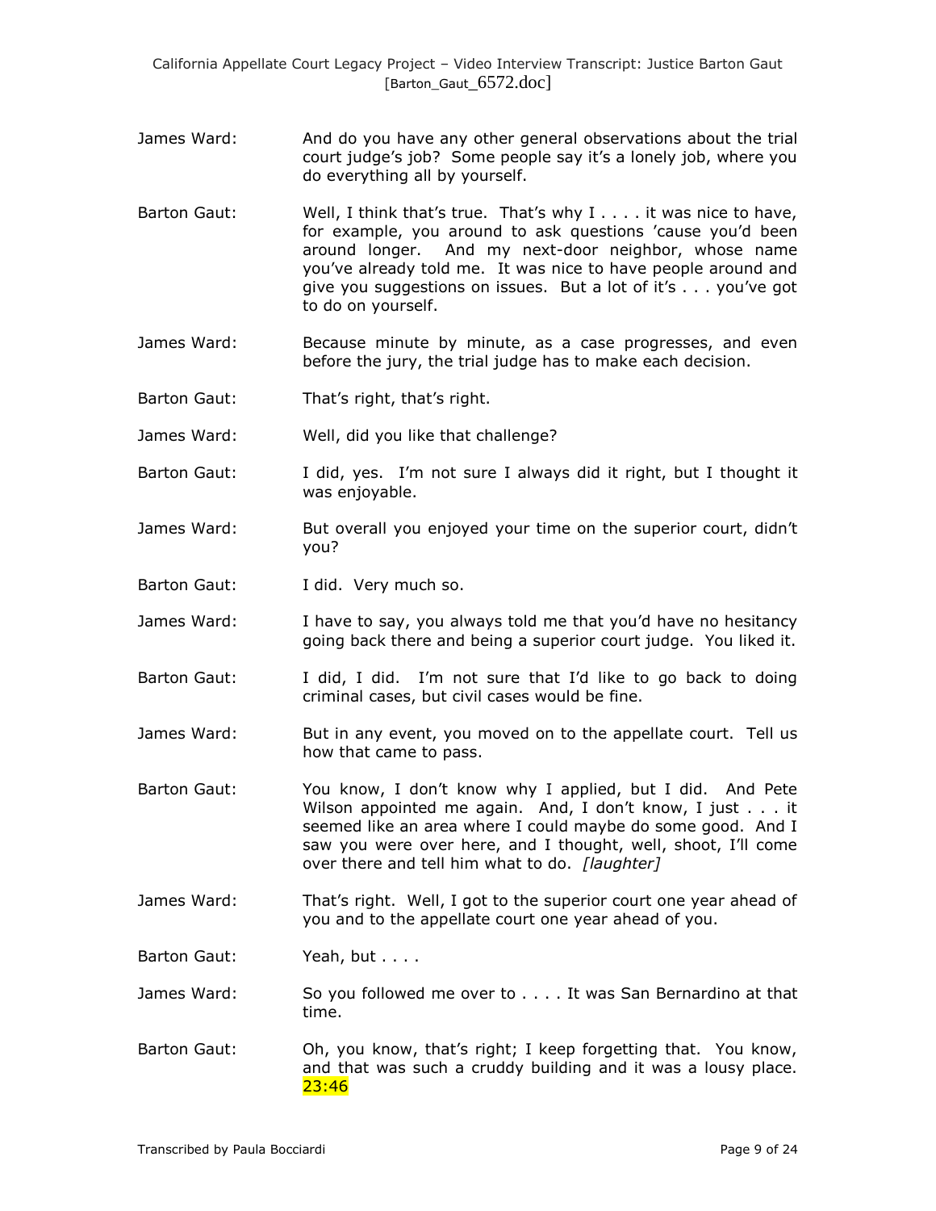James Ward: And do you have any other general observations about the trial court judge's job? Some people say it's a lonely job, where you do everything all by yourself.

Barton Gaut: Well, I think that's true. That's why I . . . . it was nice to have, for example, you around to ask questions 'cause you'd been around longer. And my next-door neighbor, whose name you've already told me. It was nice to have people around and give you suggestions on issues. But a lot of it's . . . you've got to do on yourself.

James Ward: Because minute by minute, as a case progresses, and even before the jury, the trial judge has to make each decision.

Barton Gaut: That's right, that's right.

James Ward: Well, did you like that challenge?

Barton Gaut: I did, yes. I'm not sure I always did it right, but I thought it was enjoyable.

James Ward: But overall you enjoyed your time on the superior court, didn't you?

Barton Gaut: I did. Very much so.

James Ward: I have to say, you always told me that you'd have no hesitancy going back there and being a superior court judge. You liked it.

Barton Gaut: I did, I did. I'm not sure that I'd like to go back to doing criminal cases, but civil cases would be fine.

James Ward: But in any event, you moved on to the appellate court. Tell us how that came to pass.

Barton Gaut: You know, I don't know why I applied, but I did. And Pete Wilson appointed me again. And, I don't know, I just . . . it seemed like an area where I could maybe do some good. And I saw you were over here, and I thought, well, shoot, I'll come over there and tell him what to do. *[laughter]*

James Ward: That's right. Well, I got to the superior court one year ahead of you and to the appellate court one year ahead of you.

Barton Gaut: Yeah, but . . . .

James Ward: So you followed me over to . . . . It was San Bernardino at that time.

Barton Gaut: Oh, you know, that's right; I keep forgetting that. You know, and that was such a cruddy building and it was a lousy place. 23:46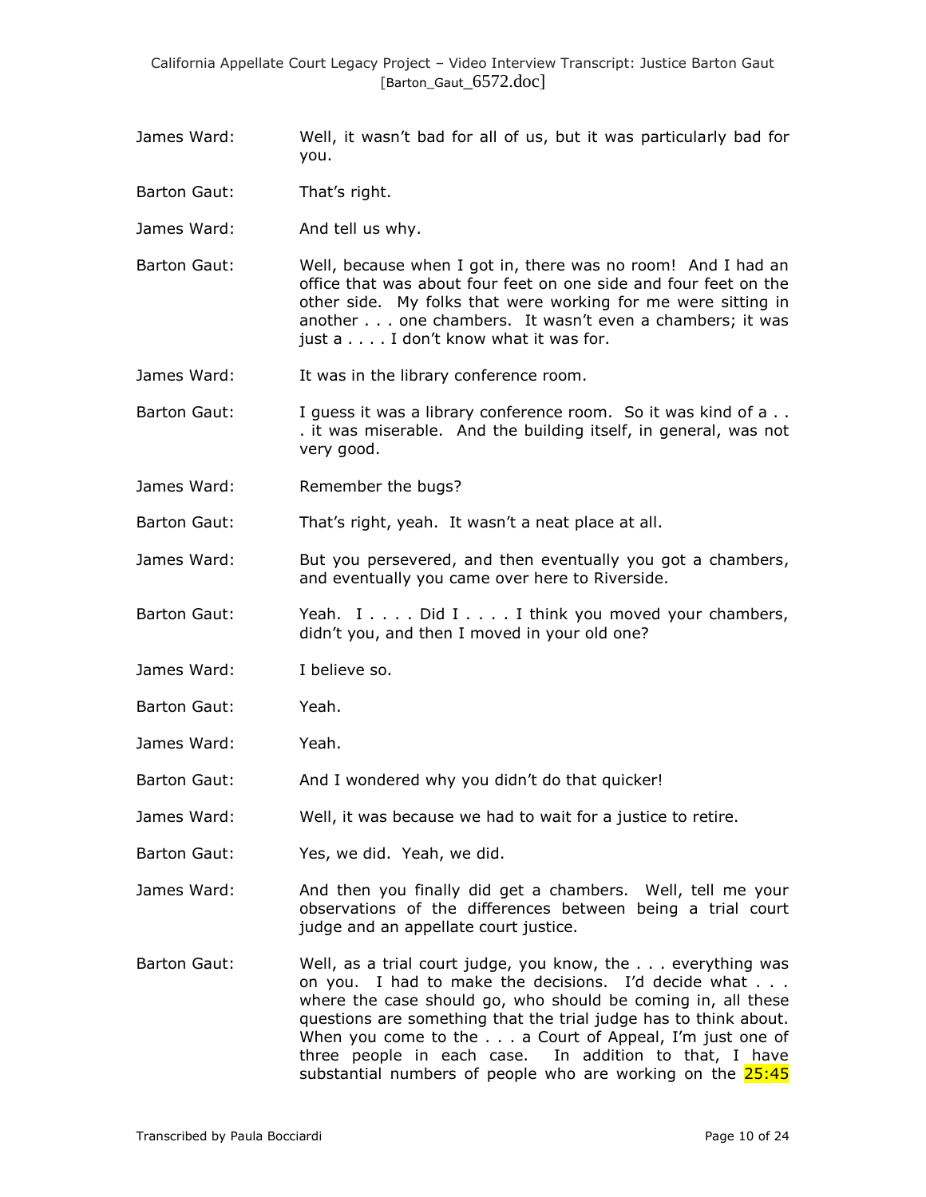James Ward: Well, it wasn't bad for all of us, but it was particularly bad for you.

Barton Gaut: That's right.

James Ward: And tell us why.

Barton Gaut: Well, because when I got in, there was no room! And I had an office that was about four feet on one side and four feet on the other side. My folks that were working for me were sitting in another . . . one chambers. It wasn't even a chambers; it was just a . . . . I don't know what it was for.

James Ward: It was in the library conference room.

Barton Gaut: I guess it was a library conference room. So it was kind of a . . . it was miserable. And the building itself, in general, was not very good.

James Ward: Remember the bugs?

Barton Gaut: That's right, yeah. It wasn't a neat place at all.

James Ward: But you persevered, and then eventually you got a chambers, and eventually you came over here to Riverside.

Barton Gaut: Yeah. I . . . . Did I . . . . I think you moved your chambers, didn't you, and then I moved in your old one?

James Ward: I believe so.

Barton Gaut: Yeah.

James Ward: Yeah.

Barton Gaut: And I wondered why you didn't do that quicker!

James Ward: Well, it was because we had to wait for a justice to retire.

Barton Gaut: Yes, we did. Yeah, we did.

James Ward: And then you finally did get a chambers. Well, tell me your observations of the differences between being a trial court judge and an appellate court justice.

Barton Gaut: Well, as a trial court judge, you know, the . . . everything was on you. I had to make the decisions. I'd decide what . . . where the case should go, who should be coming in, all these questions are something that the trial judge has to think about. When you come to the . . . a Court of Appeal, I'm just one of three people in each case. In addition to that, I have substantial numbers of people who are working on the 25:45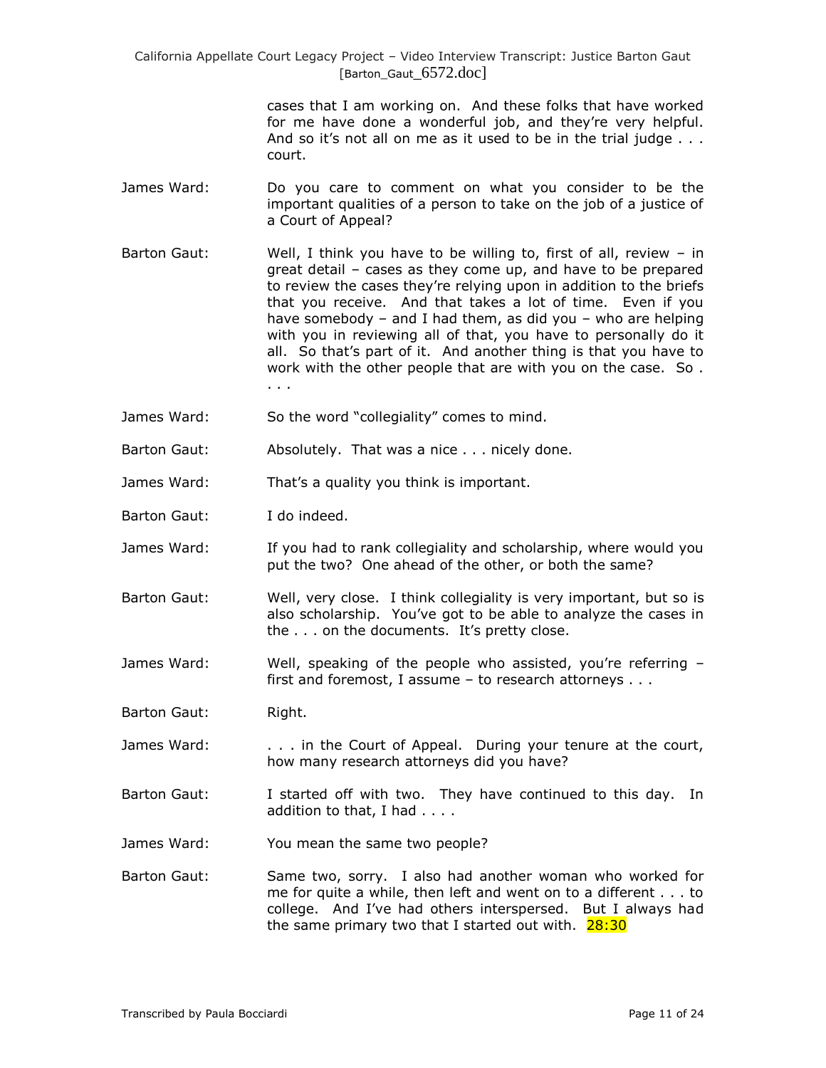cases that I am working on. And these folks that have worked for me have done a wonderful job, and they're very helpful. And so it's not all on me as it used to be in the trial judge . . . court.

James Ward: Do you care to comment on what you consider to be the important qualities of a person to take on the job of a justice of a Court of Appeal?

Barton Gaut: Well, I think you have to be willing to, first of all, review – in great detail – cases as they come up, and have to be prepared to review the cases they're relying upon in addition to the briefs that you receive. And that takes a lot of time. Even if you have somebody – and I had them, as did you – who are helping with you in reviewing all of that, you have to personally do it all. So that's part of it. And another thing is that you have to work with the other people that are with you on the case. So . . . .

James Ward: So the word "collegiality" comes to mind.

Barton Gaut: Absolutely. That was a nice . . . nicely done.

James Ward: That's a quality you think is important.

Barton Gaut: I do indeed.

James Ward: If you had to rank collegiality and scholarship, where would you put the two? One ahead of the other, or both the same?

Barton Gaut: Well, very close. I think collegiality is very important, but so is also scholarship. You've got to be able to analyze the cases in the . . . on the documents. It's pretty close.

James Ward: Well, speaking of the people who assisted, you're referring – first and foremost, I assume – to research attorneys . . .

Barton Gaut: Right.

James Ward: . . . in the Court of Appeal. During your tenure at the court, how many research attorneys did you have?

Barton Gaut: I started off with two. They have continued to this day. In addition to that, I had . . . .

James Ward: You mean the same two people?

Barton Gaut: Same two, sorry. I also had another woman who worked for me for quite a while, then left and went on to a different . . . to college. And I've had others interspersed. But I always had the same primary two that I started out with. 28:30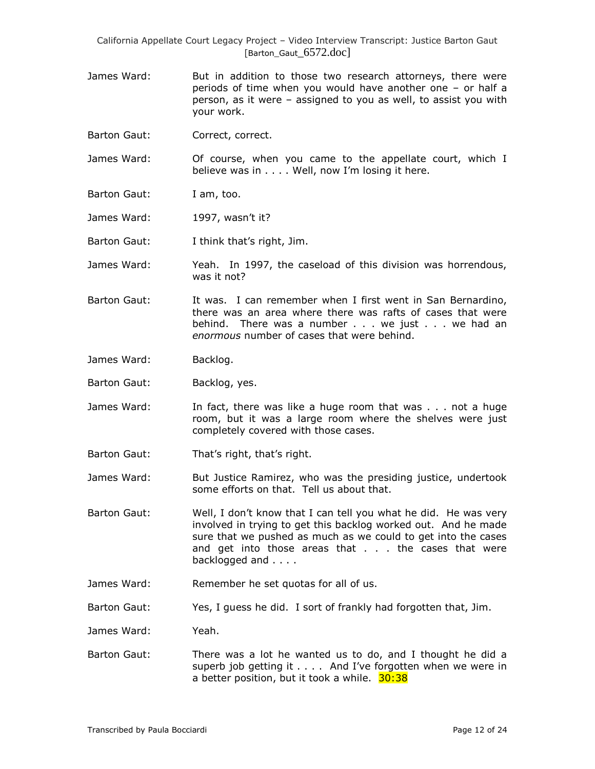James Ward: But in addition to those two research attorneys, there were periods of time when you would have another one – or half a person, as it were – assigned to you as well, to assist you with your work.

Barton Gaut: Correct, correct.

James Ward: Of course, when you came to the appellate court, which I believe was in . . . . Well, now I'm losing it here.

Barton Gaut: I am, too.

James Ward: 1997, wasn't it?

Barton Gaut: I think that's right, Jim.

James Ward: Yeah. In 1997, the caseload of this division was horrendous, was it not?

Barton Gaut: It was. I can remember when I first went in San Bernardino, there was an area where there was rafts of cases that were behind. There was a number . . . we just . . . we had an *enormous* number of cases that were behind.

James Ward: Backlog.

Barton Gaut: Backlog, yes.

James Ward: In fact, there was like a huge room that was . . . not a huge room, but it was a large room where the shelves were just completely covered with those cases.

Barton Gaut: That's right, that's right.

James Ward: But Justice Ramirez, who was the presiding justice, undertook some efforts on that. Tell us about that.

Barton Gaut: Well, I don't know that I can tell you what he did. He was very involved in trying to get this backlog worked out. And he made sure that we pushed as much as we could to get into the cases and get into those areas that . . . the cases that were backlogged and . . . .

James Ward: Remember he set quotas for all of us.

Barton Gaut: Yes, I guess he did. I sort of frankly had forgotten that, Jim.

James Ward: Yeah.

Barton Gaut: There was a lot he wanted us to do, and I thought he did a superb job getting it . . . . And I've forgotten when we were in a better position, but it took a while. 30:38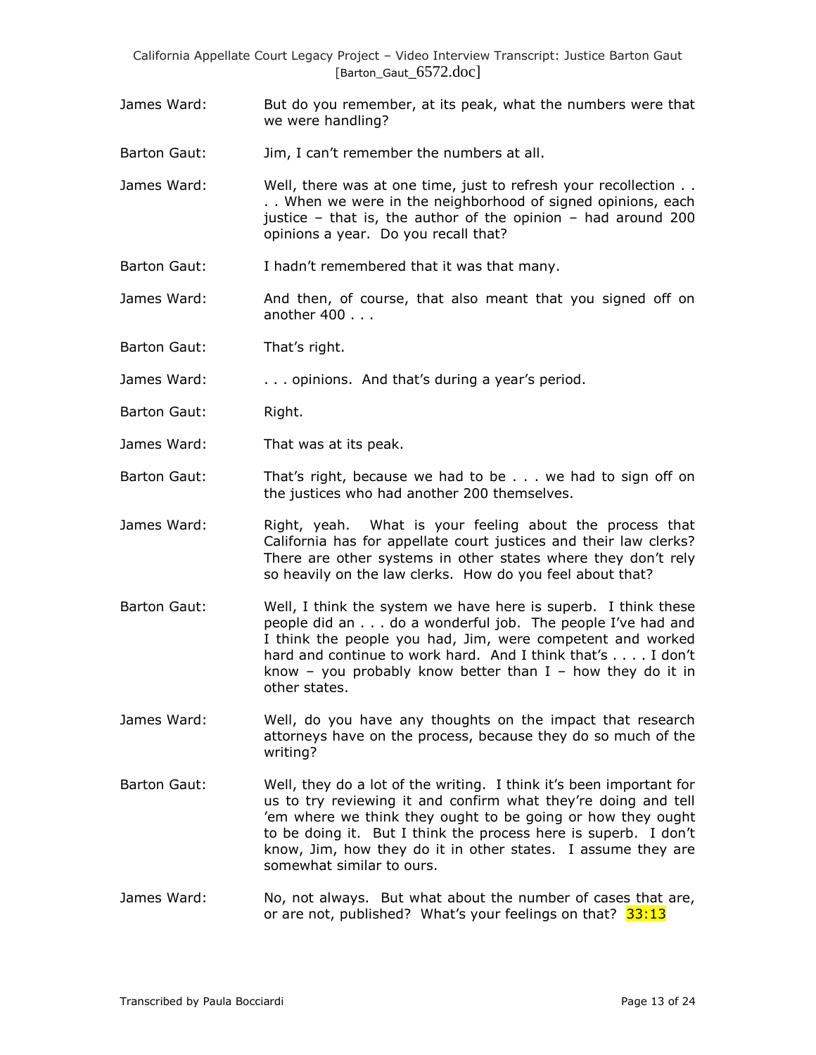James Ward: But do you remember, at its peak, what the numbers were that we were handling?

Barton Gaut: Jim, I can't remember the numbers at all.

James Ward: Well, there was at one time, just to refresh your recollection . . . . When we were in the neighborhood of signed opinions, each justice – that is, the author of the opinion – had around 200 opinions a year. Do you recall that?

Barton Gaut: I hadn't remembered that it was that many.

James Ward: And then, of course, that also meant that you signed off on another 400 . . .

Barton Gaut: That's right.

James Ward: . . . opinions. And that's during a year's period.

Barton Gaut: Right.

James Ward: That was at its peak.

Barton Gaut: That's right, because we had to be . . . we had to sign off on the justices who had another 200 themselves.

James Ward: Right, yeah. What is your feeling about the process that California has for appellate court justices and their law clerks? There are other systems in other states where they don't rely so heavily on the law clerks. How do you feel about that?

Barton Gaut: Well, I think the system we have here is superb. I think these people did an . . . do a wonderful job. The people I've had and I think the people you had, Jim, were competent and worked hard and continue to work hard. And I think that's . . . . I don't know – you probably know better than I – how they do it in other states.

James Ward: Well, do you have any thoughts on the impact that research attorneys have on the process, because they do so much of the writing?

Barton Gaut: Well, they do a lot of the writing. I think it's been important for us to try reviewing it and confirm what they're doing and tell 'em where we think they ought to be going or how they ought to be doing it. But I think the process here is superb. I don't know, Jim, how they do it in other states. I assume they are somewhat similar to ours.

James Ward: No, not always. But what about the number of cases that are, or are not, published? What's your feelings on that? 33:13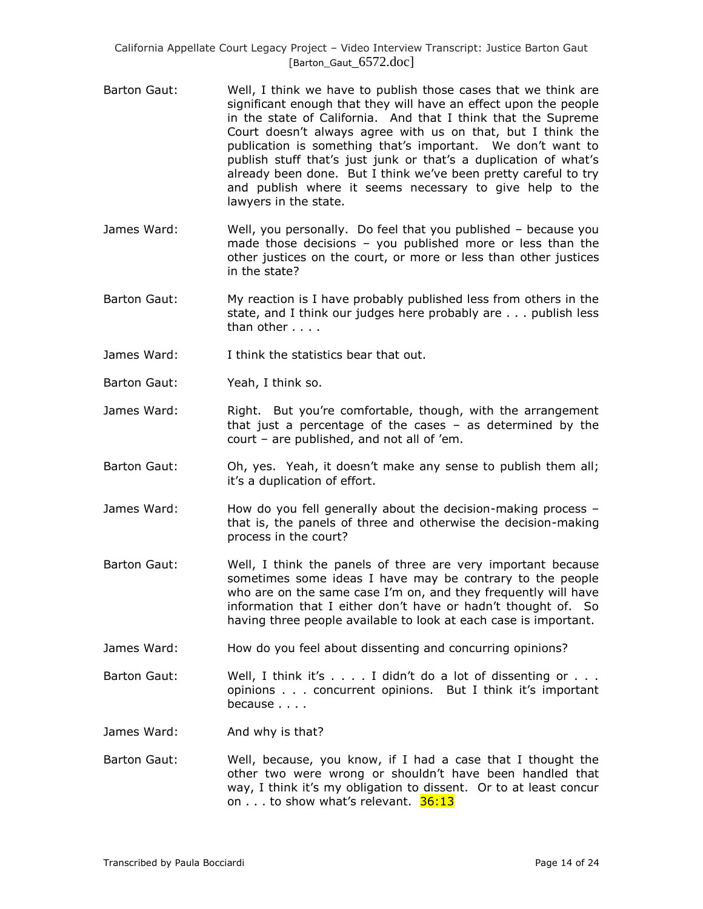Barton Gaut: Well, I think we have to publish those cases that we think are significant enough that they will have an effect upon the people in the state of California. And that I think that the Supreme Court doesn't always agree with us on that, but I think the publication is something that's important. We don't want to publish stuff that's just junk or that's a duplication of what's already been done. But I think we've been pretty careful to try and publish where it seems necessary to give help to the lawyers in the state.

James Ward: Well, you personally. Do feel that you published – because you made those decisions – you published more or less than the other justices on the court, or more or less than other justices in the state?

Barton Gaut: My reaction is I have probably published less from others in the state, and I think our judges here probably are . . . publish less than other . . . .

James Ward: I think the statistics bear that out.

Barton Gaut: Yeah, I think so.

James Ward: Right. But you're comfortable, though, with the arrangement that just a percentage of the cases – as determined by the court – are published, and not all of 'em.

Barton Gaut: Oh, yes. Yeah, it doesn't make any sense to publish them all; it's a duplication of effort.

James Ward: How do you fell generally about the decision-making process – that is, the panels of three and otherwise the decision-making process in the court?

Barton Gaut: Well, I think the panels of three are very important because sometimes some ideas I have may be contrary to the people who are on the same case I'm on, and they frequently will have information that I either don't have or hadn't thought of. So having three people available to look at each case is important.

James Ward: How do you feel about dissenting and concurring opinions?

Barton Gaut: Well, I think it's . . . . I didn't do a lot of dissenting or . . . opinions . . . concurrent opinions. But I think it's important because . . . .

James Ward: And why is that?

Barton Gaut: Well, because, you know, if I had a case that I thought the other two were wrong or shouldn't have been handled that way, I think it's my obligation to dissent. Or to at least concur on . . . to show what's relevant. 36:13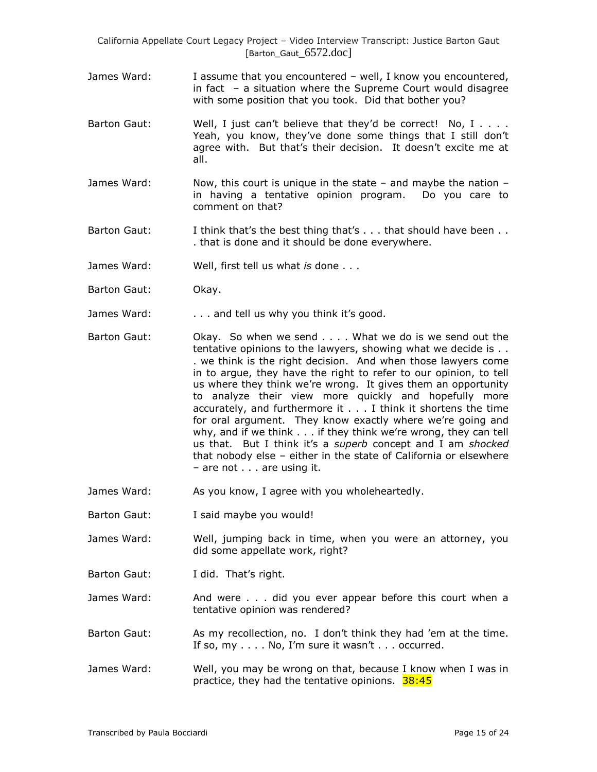James Ward: I assume that you encountered – well, I know you encountered, in fact – a situation where the Supreme Court would disagree with some position that you took. Did that bother you?

Barton Gaut: Well, I just can't believe that they'd be correct! No, I . . . . Yeah, you know, they've done some things that I still don't agree with. But that's their decision. It doesn't excite me at all.

James Ward: Now, this court is unique in the state – and maybe the nation – in having a tentative opinion program. Do you care to comment on that?

Barton Gaut: I think that's the best thing that's . . . that should have been . . . that is done and it should be done everywhere.

James Ward: Well, first tell us what *is* done . . .

Barton Gaut: Okay.

James Ward: . . . and tell us why you think it's good.

Barton Gaut: Okay. So when we send . . . . What we do is we send out the tentative opinions to the lawyers, showing what we decide is . . . we think is the right decision. And when those lawyers come in to argue, they have the right to refer to our opinion, to tell us where they think we're wrong. It gives them an opportunity to analyze their view more quickly and hopefully more accurately, and furthermore it . . . I think it shortens the time for oral argument. They know exactly where we're going and why, and if we think . . . if they think we're wrong, they can tell us that. But I think it's a *superb* concept and I am *shocked* that nobody else – either in the state of California or elsewhere – are not . . . are using it.

James Ward: As you know, I agree with you wholeheartedly.

Barton Gaut: I said maybe you would!

James Ward: Well, jumping back in time, when you were an attorney, you did some appellate work, right?

Barton Gaut: I did. That's right.

James Ward: And were . . . did you ever appear before this court when a tentative opinion was rendered?

Barton Gaut: As my recollection, no. I don't think they had 'em at the time. If so, my . . . . No, I'm sure it wasn't . . . occurred.

James Ward: Well, you may be wrong on that, because I know when I was in practice, they had the tentative opinions. 38:45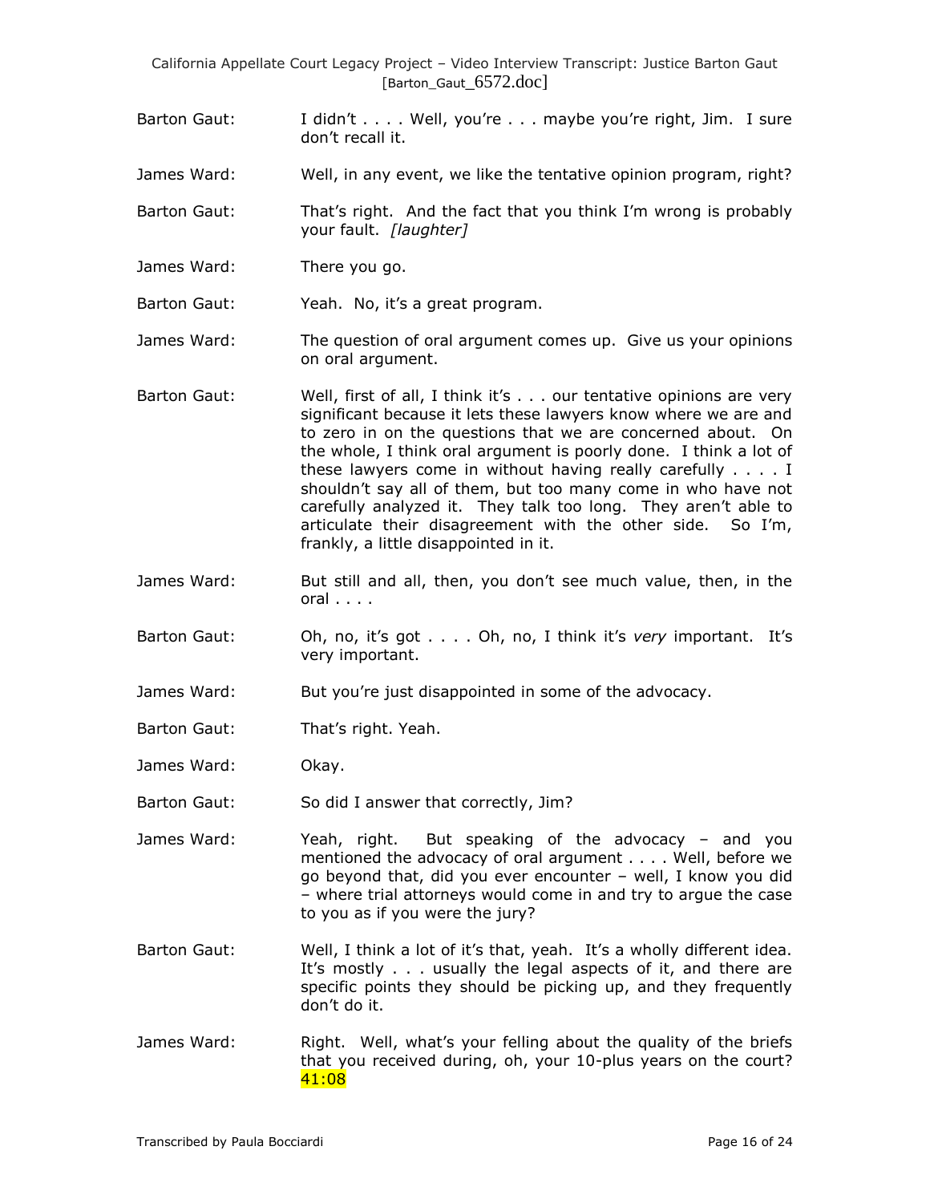Barton Gaut: I didn't . . . . Well, you're . . . maybe you're right, Jim. I sure don't recall it.

James Ward: Well, in any event, we like the tentative opinion program, right?

Barton Gaut: That's right. And the fact that you think I'm wrong is probably your fault. *[laughter]*

James Ward: There you go.

Barton Gaut: Yeah. No, it's a great program.

James Ward: The question of oral argument comes up. Give us your opinions on oral argument.

Barton Gaut: Well, first of all, I think it's . . . our tentative opinions are very significant because it lets these lawyers know where we are and to zero in on the questions that we are concerned about. On the whole, I think oral argument is poorly done. I think a lot of these lawyers come in without having really carefully . . . . I shouldn't say all of them, but too many come in who have not carefully analyzed it. They talk too long. They aren't able to articulate their disagreement with the other side. So I'm, frankly, a little disappointed in it.

James Ward: But still and all, then, you don't see much value, then, in the oral . . . .

Barton Gaut: Oh, no, it's got . . . . Oh, no, I think it's *very* important. It's very important.

James Ward: But you're just disappointed in some of the advocacy.

Barton Gaut: That's right. Yeah.

James Ward: Okay.

Barton Gaut: So did I answer that correctly, Jim?

James Ward: Yeah, right. But speaking of the advocacy – and you mentioned the advocacy of oral argument . . . . Well, before we go beyond that, did you ever encounter – well, I know you did – where trial attorneys would come in and try to argue the case to you as if you were the jury?

Barton Gaut: Well, I think a lot of it's that, yeah. It's a wholly different idea. It's mostly . . . usually the legal aspects of it, and there are specific points they should be picking up, and they frequently don't do it.

James Ward: Right. Well, what's your felling about the quality of the briefs that you received during, oh, your 10-plus years on the court? 41:08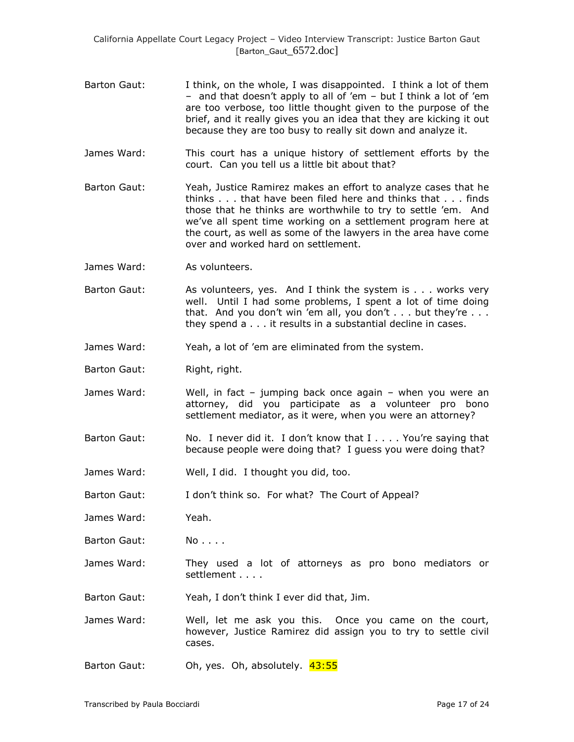Barton Gaut: I think, on the whole, I was disappointed. I think a lot of them – and that doesn't apply to all of 'em – but I think a lot of 'em are too verbose, too little thought given to the purpose of the brief, and it really gives you an idea that they are kicking it out because they are too busy to really sit down and analyze it.

James Ward: This court has a unique history of settlement efforts by the court. Can you tell us a little bit about that?

Barton Gaut: Yeah, Justice Ramirez makes an effort to analyze cases that he thinks . . . that have been filed here and thinks that . . . finds those that he thinks are worthwhile to try to settle 'em. And we've all spent time working on a settlement program here at the court, as well as some of the lawyers in the area have come over and worked hard on settlement.

James Ward: As volunteers.

Barton Gaut: As volunteers, yes. And I think the system is . . . works very well. Until I had some problems, I spent a lot of time doing that. And you don't win 'em all, you don't . . . but they're . . . they spend a . . . it results in a substantial decline in cases.

James Ward: Yeah, a lot of 'em are eliminated from the system.

Barton Gaut: Right, right.

James Ward: Well, in fact – jumping back once again – when you were an attorney, did you participate as a volunteer pro bono settlement mediator, as it were, when you were an attorney?

Barton Gaut: No. I never did it. I don't know that I . . . . You're saying that because people were doing that? I guess you were doing that?

James Ward: Well, I did. I thought you did, too.

Barton Gaut: I don't think so. For what? The Court of Appeal?

James Ward: Yeah.

Barton Gaut: No . . . .

James Ward: They used a lot of attorneys as pro bono mediators or settlement . . . .

Barton Gaut: Yeah, I don't think I ever did that, Jim.

James Ward: Well, let me ask you this. Once you came on the court, however, Justice Ramirez did assign you to try to settle civil cases.

Barton Gaut: Oh, yes. Oh, absolutely. 43:55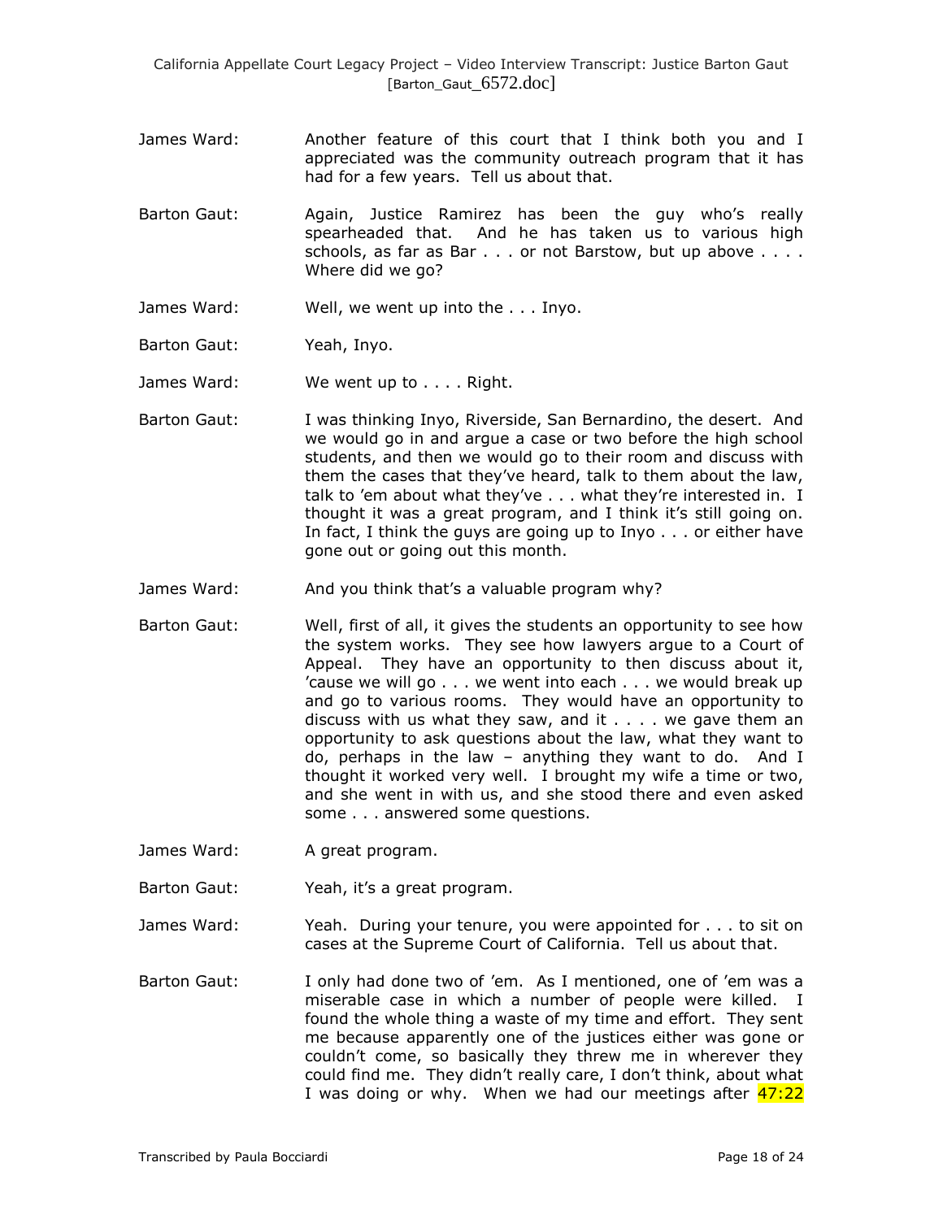James Ward: Another feature of this court that I think both you and I appreciated was the community outreach program that it has had for a few years. Tell us about that.

Barton Gaut: Again, Justice Ramirez has been the guy who's really spearheaded that. And he has taken us to various high schools, as far as Bar . . . or not Barstow, but up above . . . . Where did we go?

James Ward: Well, we went up into the . . . Inyo.

Barton Gaut: Yeah, Inyo.

James Ward: We went up to . . . . Right.

Barton Gaut: I was thinking Inyo, Riverside, San Bernardino, the desert. And we would go in and argue a case or two before the high school students, and then we would go to their room and discuss with them the cases that they've heard, talk to them about the law, talk to 'em about what they've . . . what they're interested in. I thought it was a great program, and I think it's still going on. In fact, I think the guys are going up to Inyo . . . or either have gone out or going out this month.

James Ward: And you think that's a valuable program why?

Barton Gaut: Well, first of all, it gives the students an opportunity to see how the system works. They see how lawyers argue to a Court of Appeal. They have an opportunity to then discuss about it, 'cause we will go . . . we went into each . . . we would break up and go to various rooms. They would have an opportunity to discuss with us what they saw, and it . . . . we gave them an opportunity to ask questions about the law, what they want to do, perhaps in the law – anything they want to do. And I thought it worked very well. I brought my wife a time or two, and she went in with us, and she stood there and even asked some . . . answered some questions.

James Ward: A great program.

Barton Gaut: Yeah, it's a great program.

James Ward: Yeah. During your tenure, you were appointed for . . . to sit on cases at the Supreme Court of California. Tell us about that.

Barton Gaut: I only had done two of 'em. As I mentioned, one of 'em was a miserable case in which a number of people were killed. I found the whole thing a waste of my time and effort. They sent me because apparently one of the justices either was gone or couldn't come, so basically they threw me in wherever they could find me. They didn't really care, I don't think, about what I was doing or why. When we had our meetings after 47:22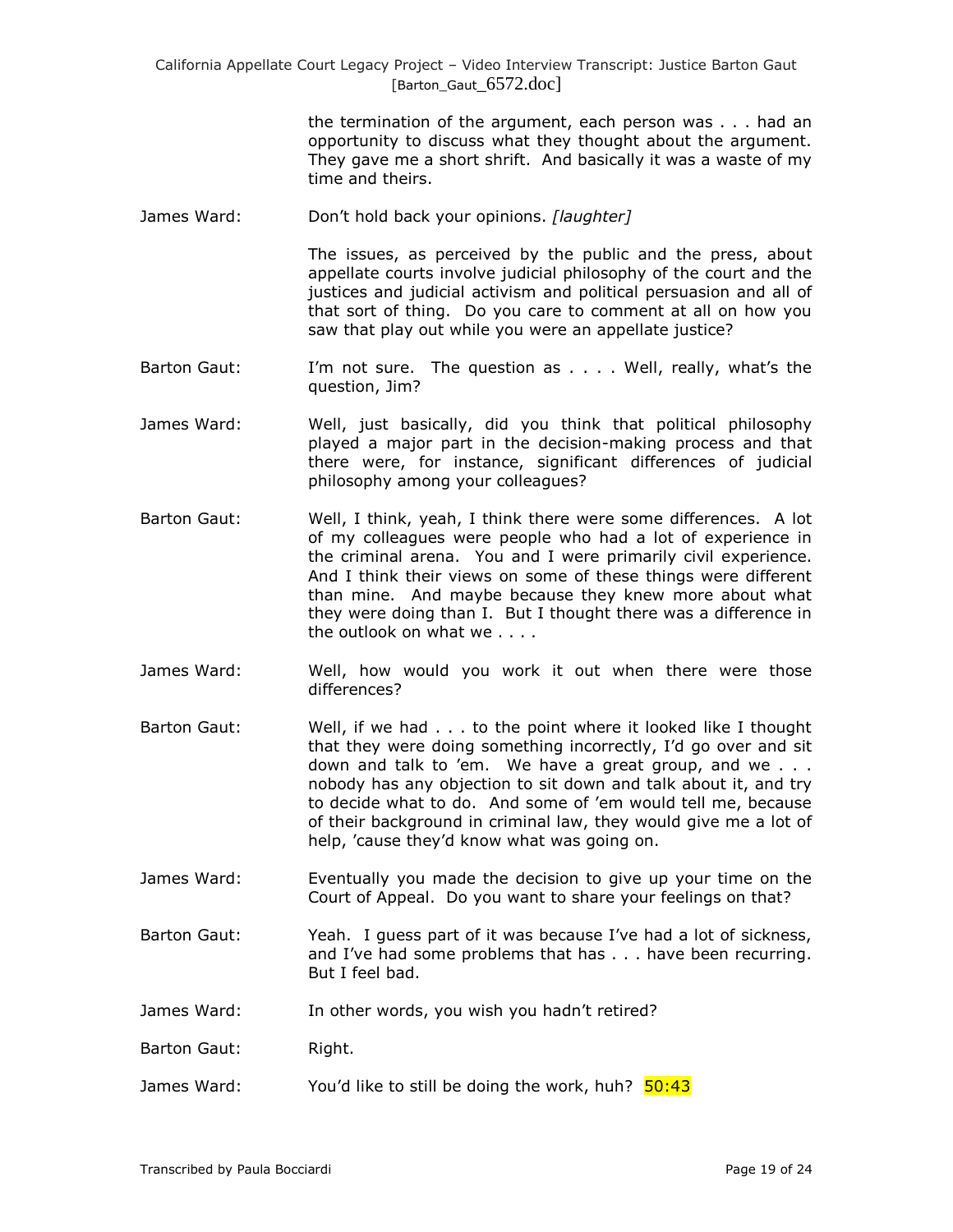the termination of the argument, each person was . . . had an opportunity to discuss what they thought about the argument. They gave me a short shrift. And basically it was a waste of my time and theirs.

James Ward: Don't hold back your opinions. *[laughter]*

The issues, as perceived by the public and the press, about appellate courts involve judicial philosophy of the court and the justices and judicial activism and political persuasion and all of that sort of thing. Do you care to comment at all on how you saw that play out while you were an appellate justice?

Barton Gaut: I'm not sure. The question as . . . . Well, really, what's the question, Jim?

James Ward: Well, just basically, did you think that political philosophy played a major part in the decision-making process and that there were, for instance, significant differences of judicial philosophy among your colleagues?

Barton Gaut: Well, I think, yeah, I think there were some differences. A lot of my colleagues were people who had a lot of experience in the criminal arena. You and I were primarily civil experience. And I think their views on some of these things were different than mine. And maybe because they knew more about what they were doing than I. But I thought there was a difference in the outlook on what we . . . .

James Ward: Well, how would you work it out when there were those differences?

Barton Gaut: Well, if we had . . . to the point where it looked like I thought that they were doing something incorrectly, I'd go over and sit down and talk to 'em. We have a great group, and we . . . nobody has any objection to sit down and talk about it, and try to decide what to do. And some of 'em would tell me, because of their background in criminal law, they would give me a lot of help, 'cause they'd know what was going on.

James Ward: Eventually you made the decision to give up your time on the Court of Appeal. Do you want to share your feelings on that?

Barton Gaut: Yeah. I guess part of it was because I've had a lot of sickness, and I've had some problems that has . . . have been recurring. But I feel bad.

James Ward: In other words, you wish you hadn't retired?

Barton Gaut: Right.

James Ward: You'd like to still be doing the work, huh? 50:43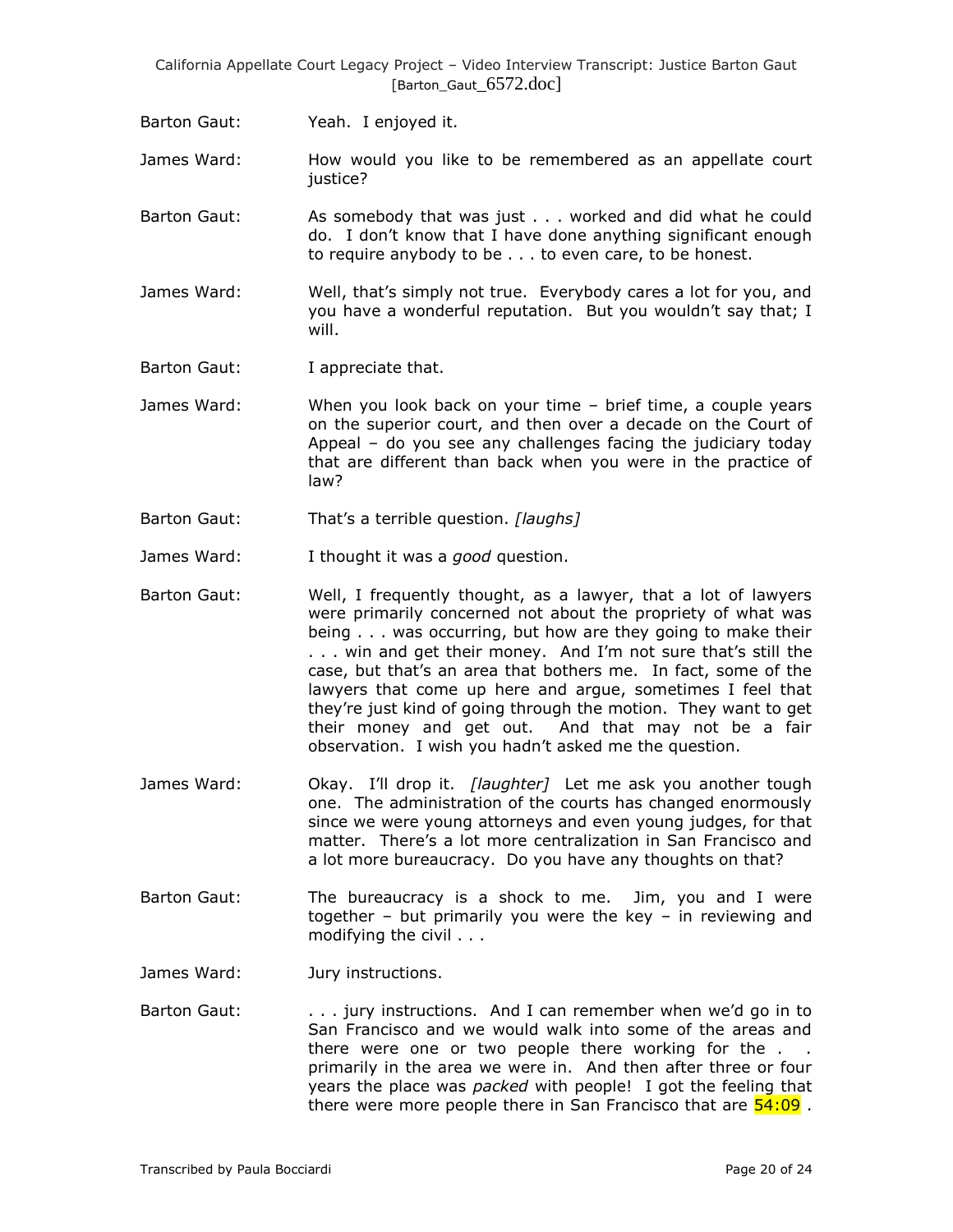Barton Gaut: Yeah. I enjoyed it.

James Ward: How would you like to be remembered as an appellate court justice?

Barton Gaut: As somebody that was just . . . worked and did what he could do. I don't know that I have done anything significant enough to require anybody to be . . . to even care, to be honest.

James Ward: Well, that's simply not true. Everybody cares a lot for you, and you have a wonderful reputation. But you wouldn't say that; I will.

Barton Gaut: I appreciate that.

James Ward: When you look back on your time – brief time, a couple years on the superior court, and then over a decade on the Court of Appeal – do you see any challenges facing the judiciary today that are different than back when you were in the practice of law?

Barton Gaut: That's a terrible question. *[laughs]*

James Ward: I thought it was a *good* question.

Barton Gaut: Well, I frequently thought, as a lawyer, that a lot of lawyers were primarily concerned not about the propriety of what was being . . . was occurring, but how are they going to make their . . . win and get their money. And I'm not sure that's still the case, but that's an area that bothers me. In fact, some of the lawyers that come up here and argue, sometimes I feel that they're just kind of going through the motion. They want to get their money and get out. And that may not be a fair observation. I wish you hadn't asked me the question.

James Ward: Okay. I'll drop it. *[laughter]* Let me ask you another tough one. The administration of the courts has changed enormously since we were young attorneys and even young judges, for that matter. There's a lot more centralization in San Francisco and a lot more bureaucracy. Do you have any thoughts on that?

Barton Gaut: The bureaucracy is a shock to me. Jim, you and I were together – but primarily you were the key – in reviewing and modifying the civil . . .

James Ward: Jury instructions.

Barton Gaut: . . . jury instructions. And I can remember when we'd go in to San Francisco and we would walk into some of the areas and there were one or two people there working for the . . . primarily in the area we were in. And then after three or four years the place was *packed* with people! I got the feeling that there were more people there in San Francisco that are 54:09 .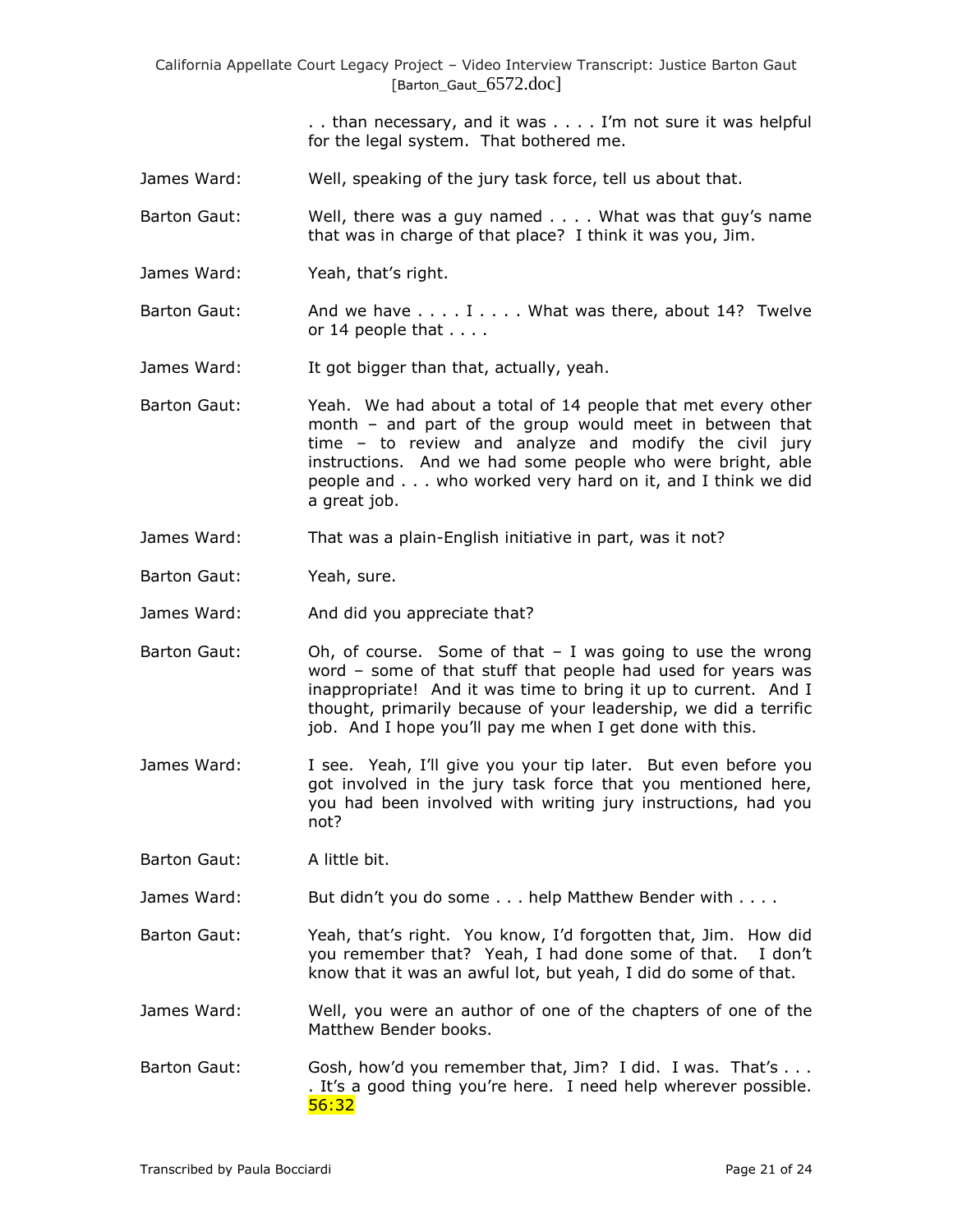. . than necessary, and it was . . . . I'm not sure it was helpful for the legal system. That bothered me.

James Ward: Well, speaking of the jury task force, tell us about that.

Barton Gaut: Well, there was a guy named . . . . What was that guy's name that was in charge of that place? I think it was you, Jim.

James Ward: Yeah, that's right.

Barton Gaut: And we have . . . . I . . . . What was there, about 14? Twelve or 14 people that . . . .

James Ward: It got bigger than that, actually, yeah.

Barton Gaut: Yeah. We had about a total of 14 people that met every other month – and part of the group would meet in between that time – to review and analyze and modify the civil jury instructions. And we had some people who were bright, able people and . . . who worked very hard on it, and I think we did a great job.

James Ward: That was a plain-English initiative in part, was it not?

Barton Gaut: Yeah, sure.

James Ward: And did you appreciate that?

Barton Gaut: Oh, of course. Some of that – I was going to use the wrong word – some of that stuff that people had used for years was inappropriate! And it was time to bring it up to current. And I thought, primarily because of your leadership, we did a terrific job. And I hope you'll pay me when I get done with this.

James Ward: I see. Yeah, I'll give you your tip later. But even before you got involved in the jury task force that you mentioned here, you had been involved with writing jury instructions, had you not?

Barton Gaut: A little bit.

James Ward: But didn't you do some . . . help Matthew Bender with . . . .

Barton Gaut: Yeah, that's right. You know, I'd forgotten that, Jim. How did you remember that? Yeah, I had done some of that. I don't know that it was an awful lot, but yeah, I did do some of that.

James Ward: Well, you were an author of one of the chapters of one of the Matthew Bender books.

Barton Gaut: Gosh, how'd you remember that, Jim? I did. I was. That's . . . . It's a good thing you're here. I need help wherever possible. 56:32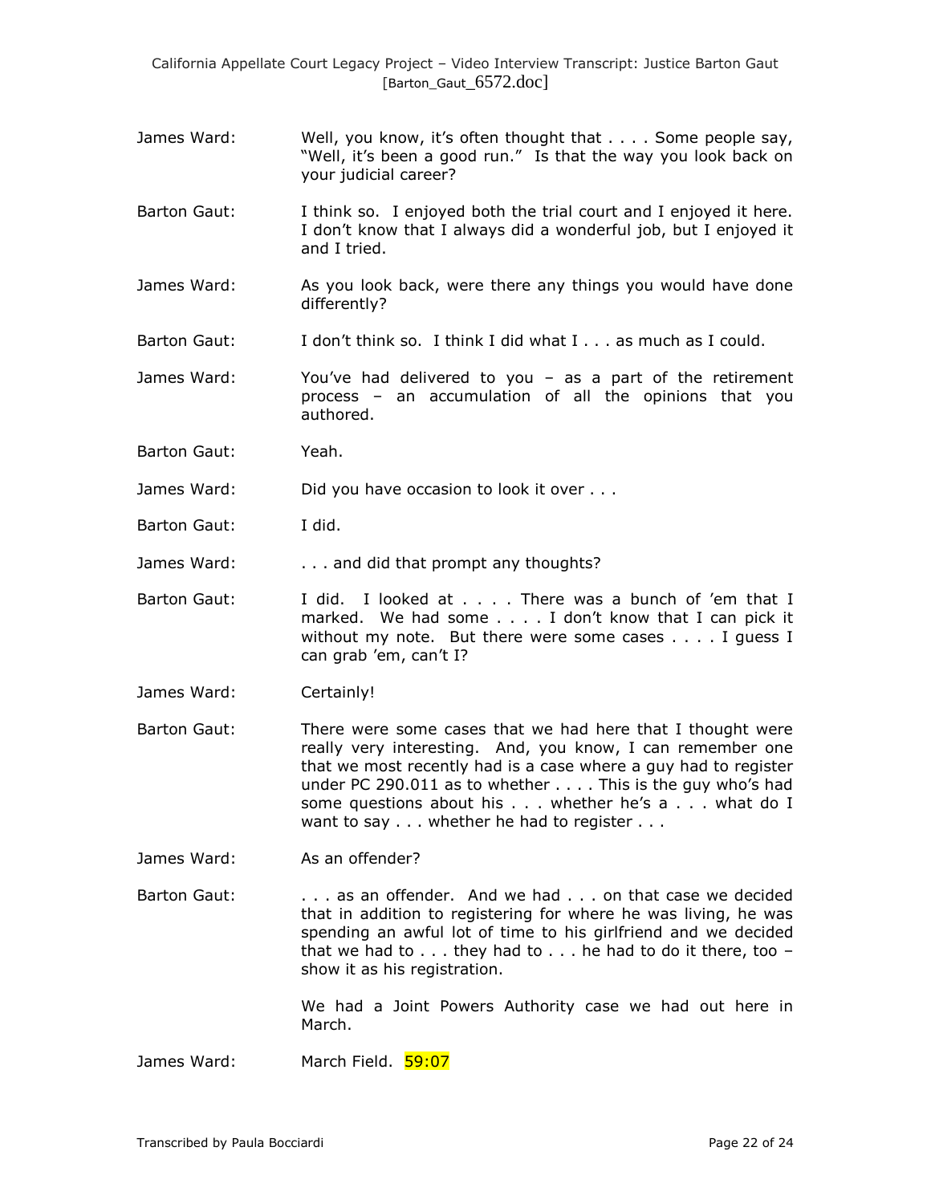James Ward: Well, you know, it's often thought that . . . . Some people say, "Well, it's been a good run." Is that the way you look back on your judicial career?

Barton Gaut: I think so. I enjoyed both the trial court and I enjoyed it here. I don't know that I always did a wonderful job, but I enjoyed it and I tried.

James Ward: As you look back, were there any things you would have done differently?

Barton Gaut: I don't think so. I think I did what I . . . as much as I could.

James Ward: You've had delivered to you – as a part of the retirement process – an accumulation of all the opinions that you authored.

Barton Gaut: Yeah.

James Ward: Did you have occasion to look it over . . .

Barton Gaut: I did.

James Ward: . . . and did that prompt any thoughts?

Barton Gaut: I did. I looked at . . . . There was a bunch of 'em that I marked. We had some . . . . I don't know that I can pick it without my note. But there were some cases . . . . I guess I can grab 'em, can't I?

James Ward: Certainly!

Barton Gaut: There were some cases that we had here that I thought were really very interesting. And, you know, I can remember one that we most recently had is a case where a guy had to register under PC 290.011 as to whether . . . . This is the guy who's had some questions about his . . . whether he's a . . . what do I want to say . . . whether he had to register . . .

James Ward: As an offender?

Barton Gaut: . . . as an offender. And we had . . . on that case we decided that in addition to registering for where he was living, he was spending an awful lot of time to his girlfriend and we decided that we had to . . . they had to . . . he had to do it there, too – show it as his registration.

We had a Joint Powers Authority case we had out here in March.

James Ward: March Field. 59:07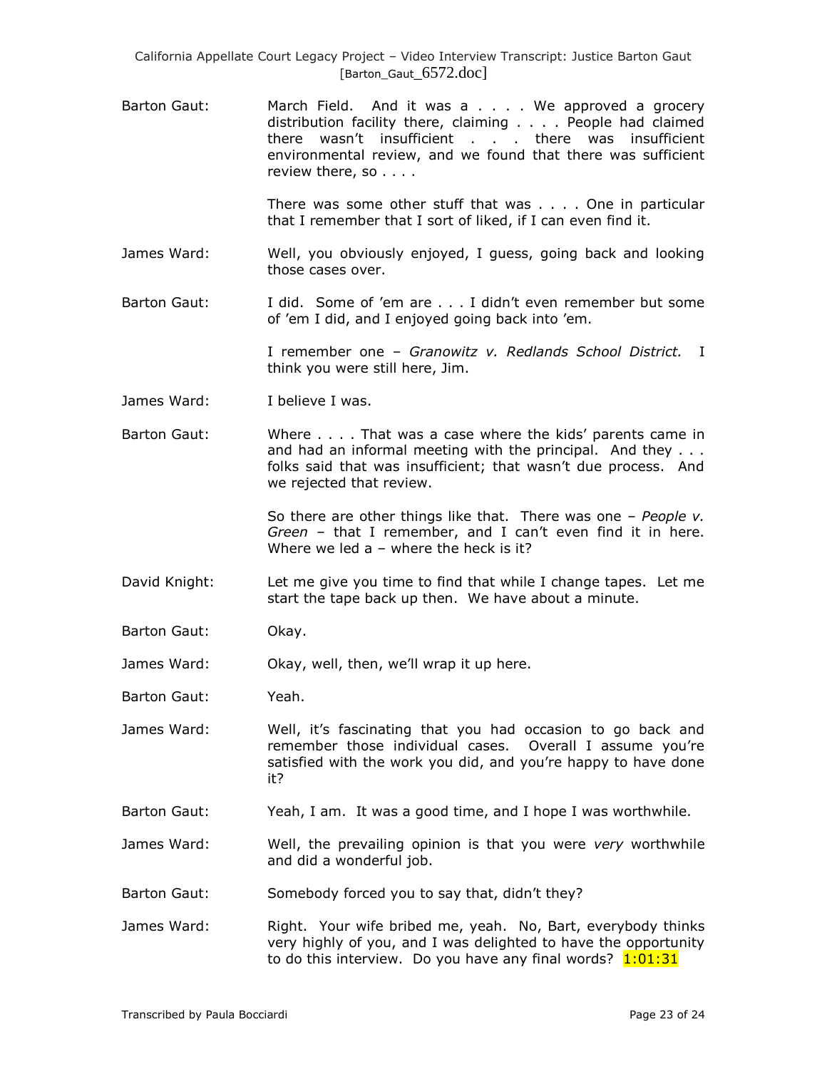Barton Gaut: March Field. And it was a . . . . We approved a grocery distribution facility there, claiming . . . . People had claimed there wasn't insufficient . . . there was insufficient environmental review, and we found that there was sufficient review there, so . . . .

There was some other stuff that was . . . . One in particular that I remember that I sort of liked, if I can even find it.

James Ward: Well, you obviously enjoyed, I guess, going back and looking those cases over.

Barton Gaut: I did. Some of 'em are . . . I didn't even remember but some of 'em I did, and I enjoyed going back into 'em.

I remember one – *Granowitz v. Redlands School District.* I think you were still here, Jim.

James Ward: I believe I was.

Barton Gaut: Where . . . . That was a case where the kids' parents came in and had an informal meeting with the principal. And they . . . folks said that was insufficient; that wasn't due process. And we rejected that review.

So there are other things like that. There was one – *People v. Green* – that I remember, and I can't even find it in here. Where we led a – where the heck is it?

David Knight: Let me give you time to find that while I change tapes. Let me start the tape back up then. We have about a minute.

Barton Gaut: Okay.

James Ward: Okay, well, then, we'll wrap it up here.

Barton Gaut: Yeah.

James Ward: Well, it's fascinating that you had occasion to go back and remember those individual cases. Overall I assume you're satisfied with the work you did, and you're happy to have done it?

Barton Gaut: Yeah, I am. It was a good time, and I hope I was worthwhile.

James Ward: Well, the prevailing opinion is that you were *very* worthwhile and did a wonderful job.

Barton Gaut: Somebody forced you to say that, didn't they?

James Ward: Right. Your wife bribed me, yeah. No, Bart, everybody thinks very highly of you, and I was delighted to have the opportunity to do this interview. Do you have any final words? 1:01:31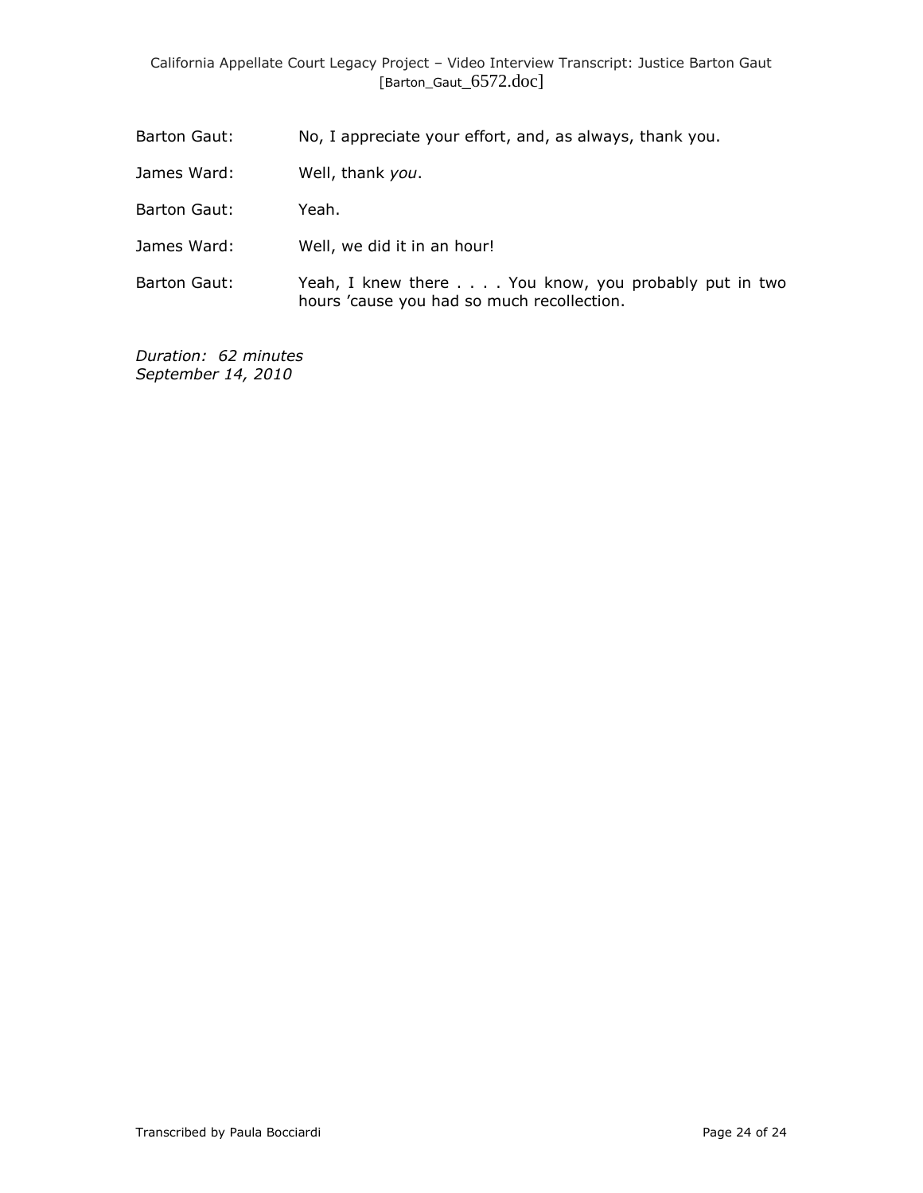Barton Gaut: No, I appreciate your effort, and, as always, thank you.

James Ward: Well, thank *you*.

Barton Gaut: Yeah.

James Ward: Well, we did it in an hour!

Barton Gaut: Yeah, I knew there . . . . You know, you probably put in two hours 'cause you had so much recollection.

*Duration: 62 minutes*
*September 14, 2010*